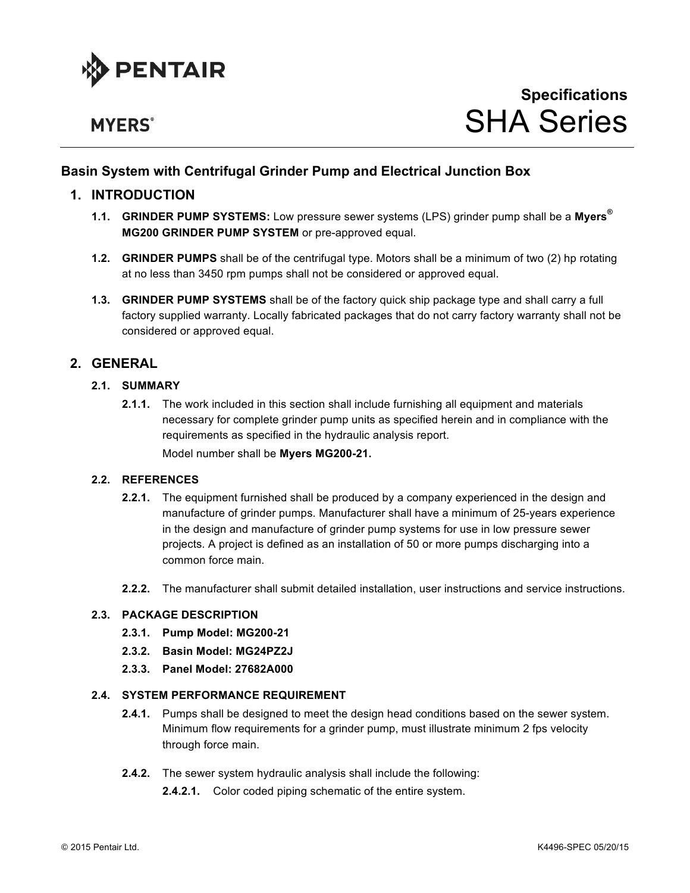PENTAIR

MYERS®

**Specifications**

# SHA Series

## Basin System with Centrifugal Grinder Pump and Electrical Junction Box

## 1. INTRODUCTION

**1.1. GRINDER PUMP SYSTEMS:** Low pressure sewer systems (LPS) grinder pump shall be a **Myers® MG200 GRINDER PUMP SYSTEM** or pre-approved equal.

**1.2. GRINDER PUMPS** shall be of the centrifugal type. Motors shall be a minimum of two (2) hp rotating at no less than 3450 rpm pumps shall not be considered or approved equal.

**1.3. GRINDER PUMP SYSTEMS** shall be of the factory quick ship package type and shall carry a full factory supplied warranty. Locally fabricated packages that do not carry factory warranty shall not be considered or approved equal.

## 2. GENERAL

### 2.1. SUMMARY

**2.1.1.** The work included in this section shall include furnishing all equipment and materials necessary for complete grinder pump units as specified herein and in compliance with the requirements as specified in the hydraulic analysis report.

Model number shall be **Myers MG200-21.**

### 2.2. REFERENCES

**2.2.1.** The equipment furnished shall be produced by a company experienced in the design and manufacture of grinder pumps. Manufacturer shall have a minimum of 25-years experience in the design and manufacture of grinder pump systems for use in low pressure sewer projects. A project is defined as an installation of 50 or more pumps discharging into a common force main.

**2.2.2.** The manufacturer shall submit detailed installation, user instructions and service instructions.

### 2.3. PACKAGE DESCRIPTION

**2.3.1. Pump Model: MG200-21**

**2.3.2. Basin Model: MG24PZ2J**

**2.3.3. Panel Model: 27682A000**

### 2.4. SYSTEM PERFORMANCE REQUIREMENT

**2.4.1.** Pumps shall be designed to meet the design head conditions based on the sewer system. Minimum flow requirements for a grinder pump, must illustrate minimum 2 fps velocity through force main.

**2.4.2.** The sewer system hydraulic analysis shall include the following:

**2.4.2.1.** Color coded piping schematic of the entire system.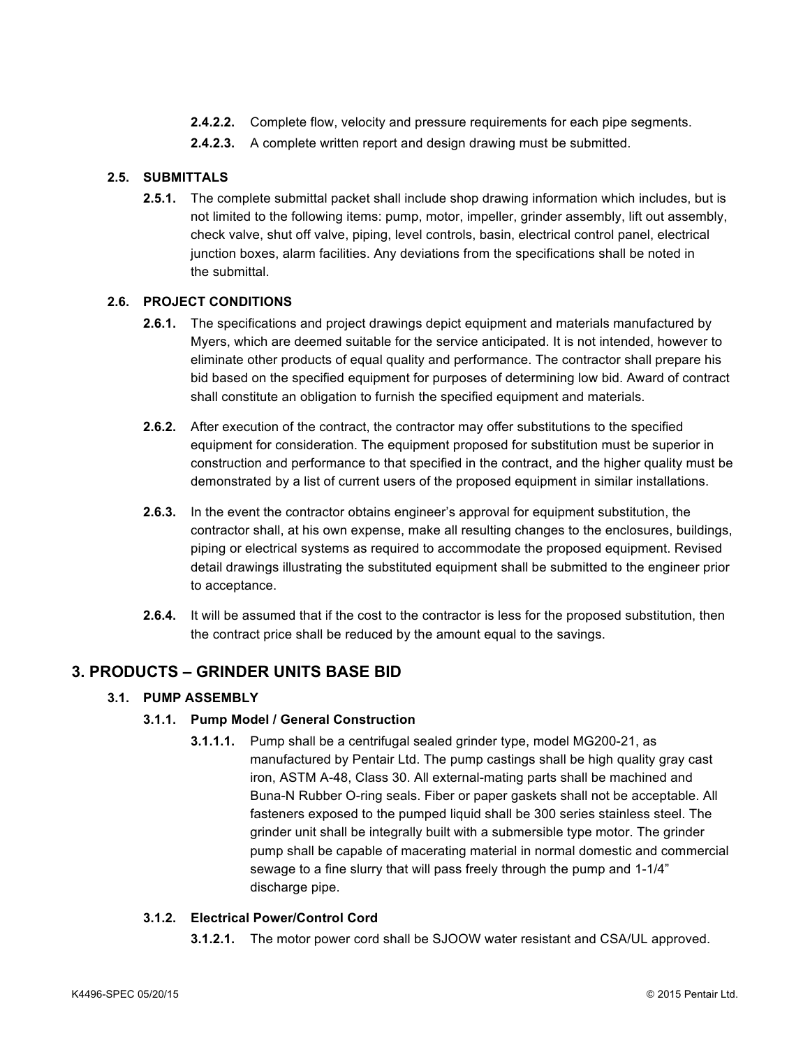**2.4.2.2.** Complete flow, velocity and pressure requirements for each pipe segments.

**2.4.2.3.** A complete written report and design drawing must be submitted.

### 2.5. SUBMITTALS

**2.5.1.** The complete submittal packet shall include shop drawing information which includes, but is not limited to the following items: pump, motor, impeller, grinder assembly, lift out assembly, check valve, shut off valve, piping, level controls, basin, electrical control panel, electrical junction boxes, alarm facilities. Any deviations from the specifications shall be noted in the submittal.

### 2.6. PROJECT CONDITIONS

**2.6.1.** The specifications and project drawings depict equipment and materials manufactured by Myers, which are deemed suitable for the service anticipated. It is not intended, however to eliminate other products of equal quality and performance. The contractor shall prepare his bid based on the specified equipment for purposes of determining low bid. Award of contract shall constitute an obligation to furnish the specified equipment and materials.

**2.6.2.** After execution of the contract, the contractor may offer substitutions to the specified equipment for consideration. The equipment proposed for substitution must be superior in construction and performance to that specified in the contract, and the higher quality must be demonstrated by a list of current users of the proposed equipment in similar installations.

**2.6.3.** In the event the contractor obtains engineer's approval for equipment substitution, the contractor shall, at his own expense, make all resulting changes to the enclosures, buildings, piping or electrical systems as required to accommodate the proposed equipment. Revised detail drawings illustrating the substituted equipment shall be submitted to the engineer prior to acceptance.

**2.6.4.** It will be assumed that if the cost to the contractor is less for the proposed substitution, then the contract price shall be reduced by the amount equal to the savings.

## 3. PRODUCTS – GRINDER UNITS BASE BID

### 3.1. PUMP ASSEMBLY

#### 3.1.1. Pump Model / General Construction

**3.1.1.1.** Pump shall be a centrifugal sealed grinder type, model MG200-21, as manufactured by Pentair Ltd. The pump castings shall be high quality gray cast iron, ASTM A-48, Class 30. All external-mating parts shall be machined and Buna-N Rubber O-ring seals. Fiber or paper gaskets shall not be acceptable. All fasteners exposed to the pumped liquid shall be 300 series stainless steel. The grinder unit shall be integrally built with a submersible type motor. The grinder pump shall be capable of macerating material in normal domestic and commercial sewage to a fine slurry that will pass freely through the pump and 1-1/4" discharge pipe.

#### 3.1.2. Electrical Power/Control Cord

**3.1.2.1.** The motor power cord shall be SJOOW water resistant and CSA/UL approved.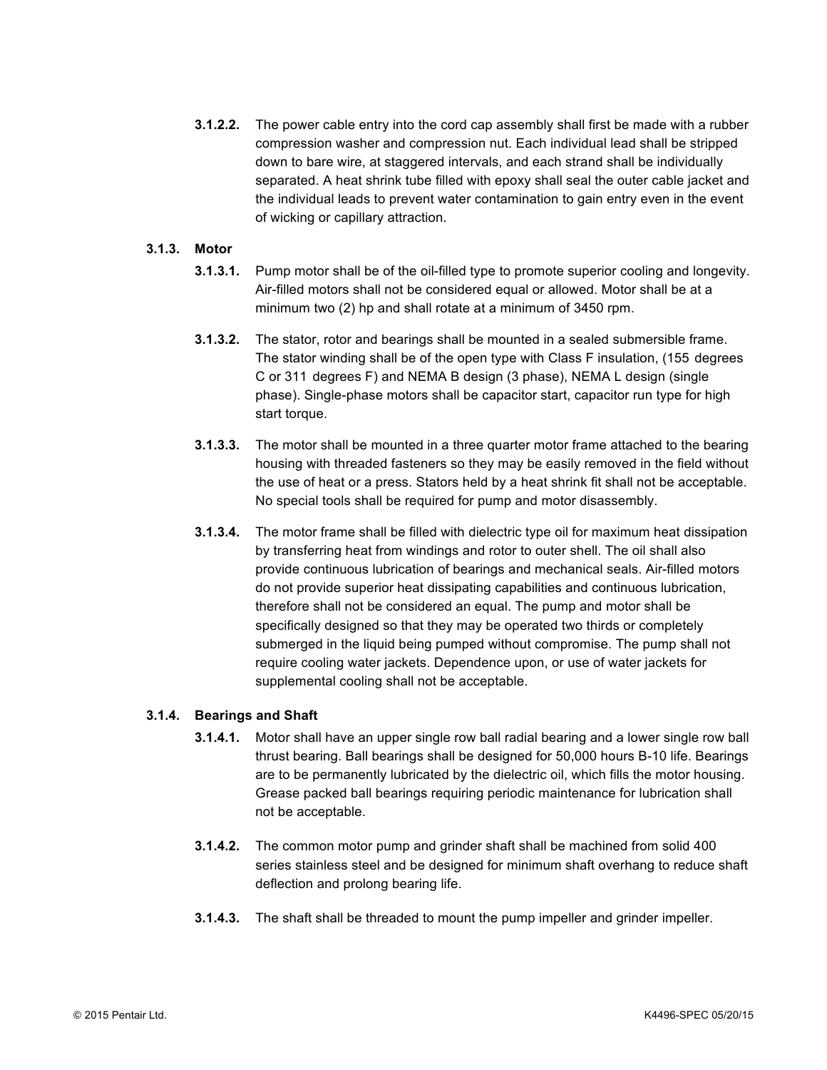**3.1.2.2.** The power cable entry into the cord cap assembly shall first be made with a rubber compression washer and compression nut. Each individual lead shall be stripped down to bare wire, at staggered intervals, and each strand shall be individually separated. A heat shrink tube filled with epoxy shall seal the outer cable jacket and the individual leads to prevent water contamination to gain entry even in the event of wicking or capillary attraction.

### 3.1.3. Motor

**3.1.3.1.** Pump motor shall be of the oil-filled type to promote superior cooling and longevity. Air-filled motors shall not be considered equal or allowed. Motor shall be at a minimum two (2) hp and shall rotate at a minimum of 3450 rpm.

**3.1.3.2.** The stator, rotor and bearings shall be mounted in a sealed submersible frame. The stator winding shall be of the open type with Class F insulation, (155 degrees C or 311 degrees F) and NEMA B design (3 phase), NEMA L design (single phase). Single-phase motors shall be capacitor start, capacitor run type for high start torque.

**3.1.3.3.** The motor shall be mounted in a three quarter motor frame attached to the bearing housing with threaded fasteners so they may be easily removed in the field without the use of heat or a press. Stators held by a heat shrink fit shall not be acceptable. No special tools shall be required for pump and motor disassembly.

**3.1.3.4.** The motor frame shall be filled with dielectric type oil for maximum heat dissipation by transferring heat from windings and rotor to outer shell. The oil shall also provide continuous lubrication of bearings and mechanical seals. Air-filled motors do not provide superior heat dissipating capabilities and continuous lubrication, therefore shall not be considered an equal. The pump and motor shall be specifically designed so that they may be operated two thirds or completely submerged in the liquid being pumped without compromise. The pump shall not require cooling water jackets. Dependence upon, or use of water jackets for supplemental cooling shall not be acceptable.

### 3.1.4. Bearings and Shaft

**3.1.4.1.** Motor shall have an upper single row ball radial bearing and a lower single row ball thrust bearing. Ball bearings shall be designed for 50,000 hours B-10 life. Bearings are to be permanently lubricated by the dielectric oil, which fills the motor housing. Grease packed ball bearings requiring periodic maintenance for lubrication shall not be acceptable.

**3.1.4.2.** The common motor pump and grinder shaft shall be machined from solid 400 series stainless steel and be designed for minimum shaft overhang to reduce shaft deflection and prolong bearing life.

**3.1.4.3.** The shaft shall be threaded to mount the pump impeller and grinder impeller.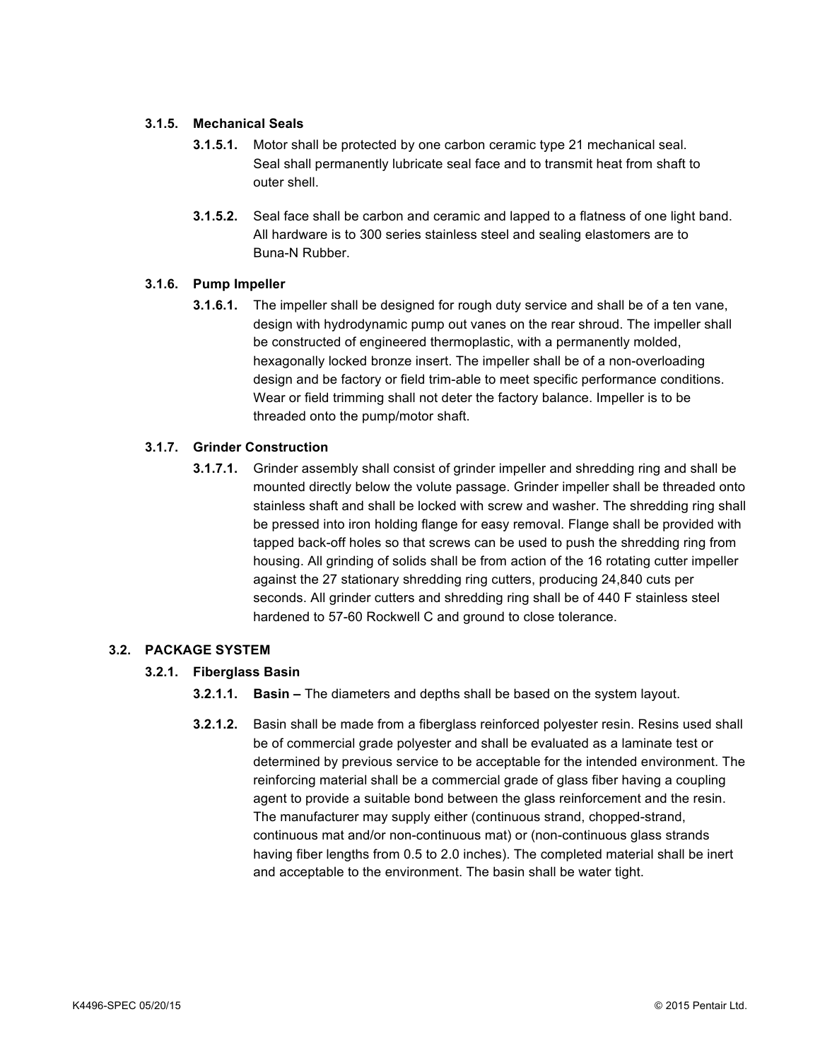### 3.1.5. Mechanical Seals

**3.1.5.1.** Motor shall be protected by one carbon ceramic type 21 mechanical seal. Seal shall permanently lubricate seal face and to transmit heat from shaft to outer shell.

**3.1.5.2.** Seal face shall be carbon and ceramic and lapped to a flatness of one light band. All hardware is to 300 series stainless steel and sealing elastomers are to Buna-N Rubber.

### 3.1.6. Pump Impeller

**3.1.6.1.** The impeller shall be designed for rough duty service and shall be of a ten vane, design with hydrodynamic pump out vanes on the rear shroud. The impeller shall be constructed of engineered thermoplastic, with a permanently molded, hexagonally locked bronze insert. The impeller shall be of a non-overloading design and be factory or field trim-able to meet specific performance conditions. Wear or field trimming shall not deter the factory balance. Impeller is to be threaded onto the pump/motor shaft.

### 3.1.7. Grinder Construction

**3.1.7.1.** Grinder assembly shall consist of grinder impeller and shredding ring and shall be mounted directly below the volute passage. Grinder impeller shall be threaded onto stainless shaft and shall be locked with screw and washer. The shredding ring shall be pressed into iron holding flange for easy removal. Flange shall be provided with tapped back-off holes so that screws can be used to push the shredding ring from housing. All grinding of solids shall be from action of the 16 rotating cutter impeller against the 27 stationary shredding ring cutters, producing 24,840 cuts per seconds. All grinder cutters and shredding ring shall be of 440 F stainless steel hardened to 57-60 Rockwell C and ground to close tolerance.

## 3.2. PACKAGE SYSTEM

### 3.2.1. Fiberglass Basin

**3.2.1.1. Basin –** The diameters and depths shall be based on the system layout.

**3.2.1.2.** Basin shall be made from a fiberglass reinforced polyester resin. Resins used shall be of commercial grade polyester and shall be evaluated as a laminate test or determined by previous service to be acceptable for the intended environment. The reinforcing material shall be a commercial grade of glass fiber having a coupling agent to provide a suitable bond between the glass reinforcement and the resin. The manufacturer may supply either (continuous strand, chopped-strand, continuous mat and/or non-continuous mat) or (non-continuous glass strands having fiber lengths from 0.5 to 2.0 inches). The completed material shall be inert and acceptable to the environment. The basin shall be water tight.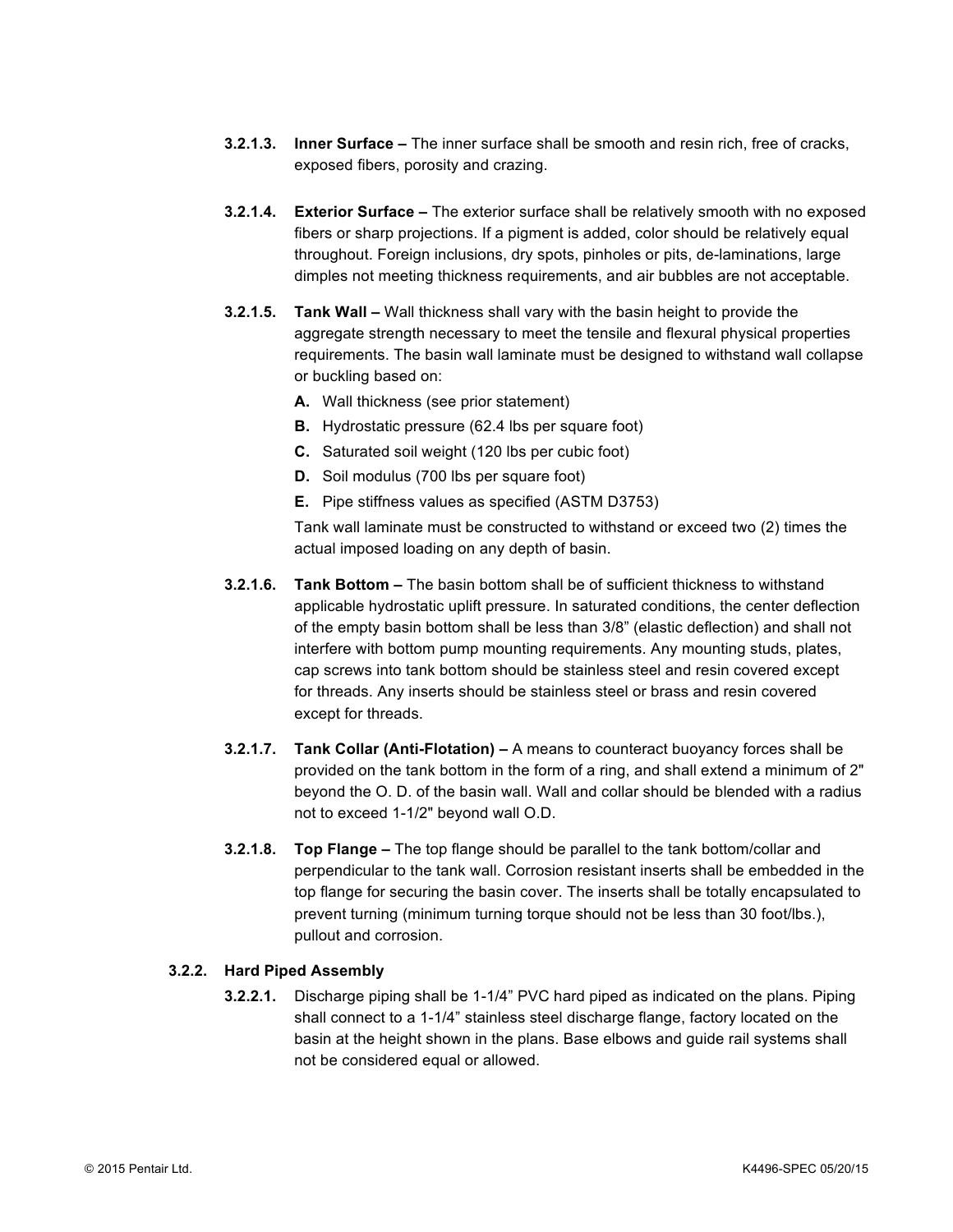**3.2.1.3. Inner Surface –** The inner surface shall be smooth and resin rich, free of cracks, exposed fibers, porosity and crazing.

**3.2.1.4. Exterior Surface –** The exterior surface shall be relatively smooth with no exposed fibers or sharp projections. If a pigment is added, color should be relatively equal throughout. Foreign inclusions, dry spots, pinholes or pits, de-laminations, large dimples not meeting thickness requirements, and air bubbles are not acceptable.

**3.2.1.5. Tank Wall –** Wall thickness shall vary with the basin height to provide the aggregate strength necessary to meet the tensile and flexural physical properties requirements. The basin wall laminate must be designed to withstand wall collapse or buckling based on:

- **A.** Wall thickness (see prior statement)
- **B.** Hydrostatic pressure (62.4 lbs per square foot)
- **C.** Saturated soil weight (120 lbs per cubic foot)
- **D.** Soil modulus (700 lbs per square foot)
- **E.** Pipe stiffness values as specified (ASTM D3753)

Tank wall laminate must be constructed to withstand or exceed two (2) times the actual imposed loading on any depth of basin.

**3.2.1.6. Tank Bottom –** The basin bottom shall be of sufficient thickness to withstand applicable hydrostatic uplift pressure. In saturated conditions, the center deflection of the empty basin bottom shall be less than 3/8" (elastic deflection) and shall not interfere with bottom pump mounting requirements. Any mounting studs, plates, cap screws into tank bottom should be stainless steel and resin covered except for threads. Any inserts should be stainless steel or brass and resin covered except for threads.

**3.2.1.7. Tank Collar (Anti-Flotation) –** A means to counteract buoyancy forces shall be provided on the tank bottom in the form of a ring, and shall extend a minimum of 2" beyond the O. D. of the basin wall. Wall and collar should be blended with a radius not to exceed 1-1/2" beyond wall O.D.

**3.2.1.8. Top Flange –** The top flange should be parallel to the tank bottom/collar and perpendicular to the tank wall. Corrosion resistant inserts shall be embedded in the top flange for securing the basin cover. The inserts shall be totally encapsulated to prevent turning (minimum turning torque should not be less than 30 foot/lbs.), pullout and corrosion.

### 3.2.2. Hard Piped Assembly

**3.2.2.1.** Discharge piping shall be 1-1/4" PVC hard piped as indicated on the plans. Piping shall connect to a 1-1/4" stainless steel discharge flange, factory located on the basin at the height shown in the plans. Base elbows and guide rail systems shall not be considered equal or allowed.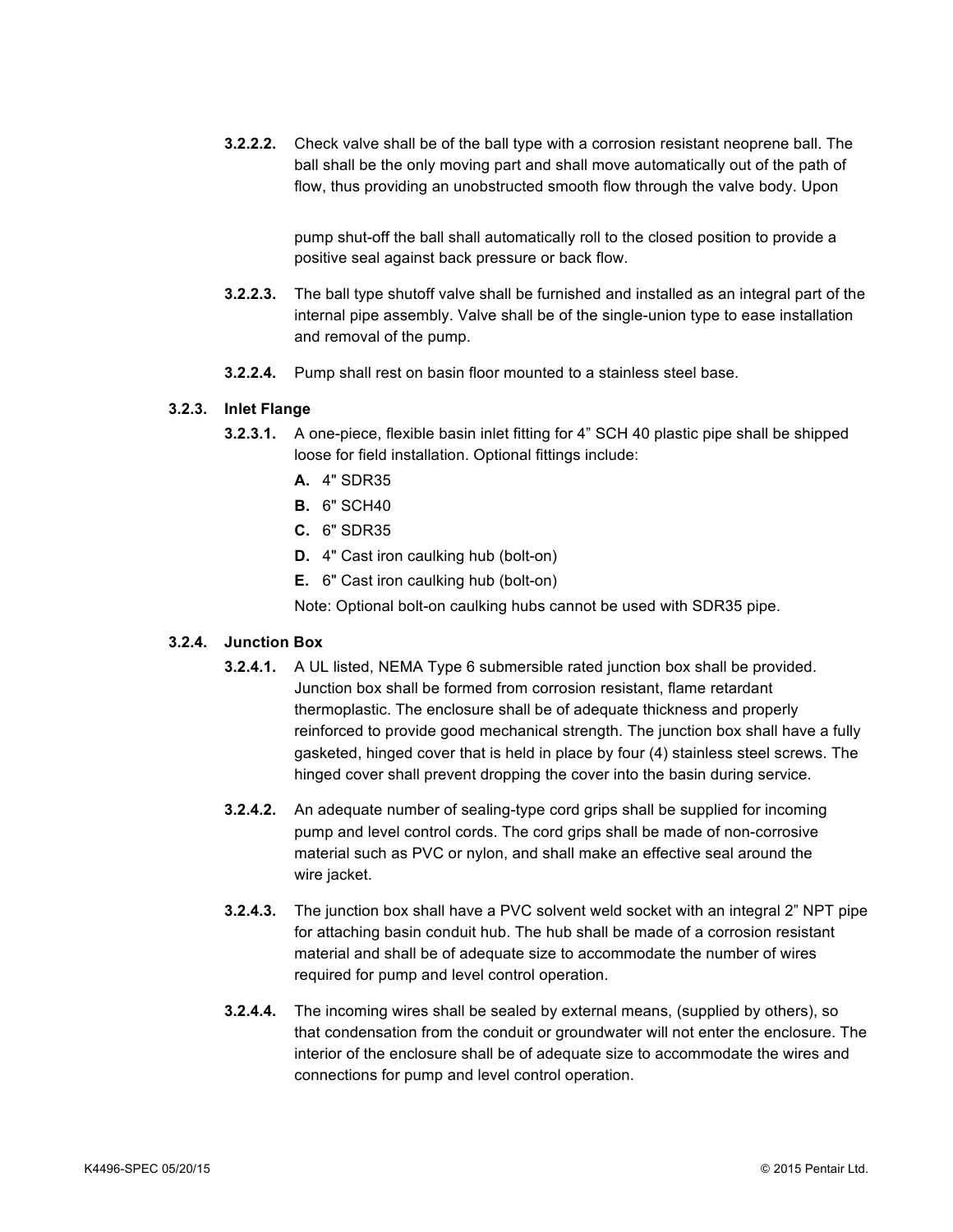**3.2.2.2.** Check valve shall be of the ball type with a corrosion resistant neoprene ball. The ball shall be the only moving part and shall move automatically out of the path of flow, thus providing an unobstructed smooth flow through the valve body. Upon pump shut-off the ball shall automatically roll to the closed position to provide a positive seal against back pressure or back flow.

**3.2.2.3.** The ball type shutoff valve shall be furnished and installed as an integral part of the internal pipe assembly. Valve shall be of the single-union type to ease installation and removal of the pump.

**3.2.2.4.** Pump shall rest on basin floor mounted to a stainless steel base.

### 3.2.3. Inlet Flange

**3.2.3.1.** A one-piece, flexible basin inlet fitting for 4” SCH 40 plastic pipe shall be shipped loose for field installation. Optional fittings include:

- **A.** 4" SDR35
- **B.** 6" SCH40
- **C.** 6" SDR35
- **D.** 4" Cast iron caulking hub (bolt-on)
- **E.** 6" Cast iron caulking hub (bolt-on)

Note: Optional bolt-on caulking hubs cannot be used with SDR35 pipe.

### 3.2.4. Junction Box

**3.2.4.1.** A UL listed, NEMA Type 6 submersible rated junction box shall be provided. Junction box shall be formed from corrosion resistant, flame retardant thermoplastic. The enclosure shall be of adequate thickness and properly reinforced to provide good mechanical strength. The junction box shall have a fully gasketed, hinged cover that is held in place by four (4) stainless steel screws. The hinged cover shall prevent dropping the cover into the basin during service.

**3.2.4.2.** An adequate number of sealing-type cord grips shall be supplied for incoming pump and level control cords. The cord grips shall be made of non-corrosive material such as PVC or nylon, and shall make an effective seal around the wire jacket.

**3.2.4.3.** The junction box shall have a PVC solvent weld socket with an integral 2” NPT pipe for attaching basin conduit hub. The hub shall be made of a corrosion resistant material and shall be of adequate size to accommodate the number of wires required for pump and level control operation.

**3.2.4.4.** The incoming wires shall be sealed by external means, (supplied by others), so that condensation from the conduit or groundwater will not enter the enclosure. The interior of the enclosure shall be of adequate size to accommodate the wires and connections for pump and level control operation.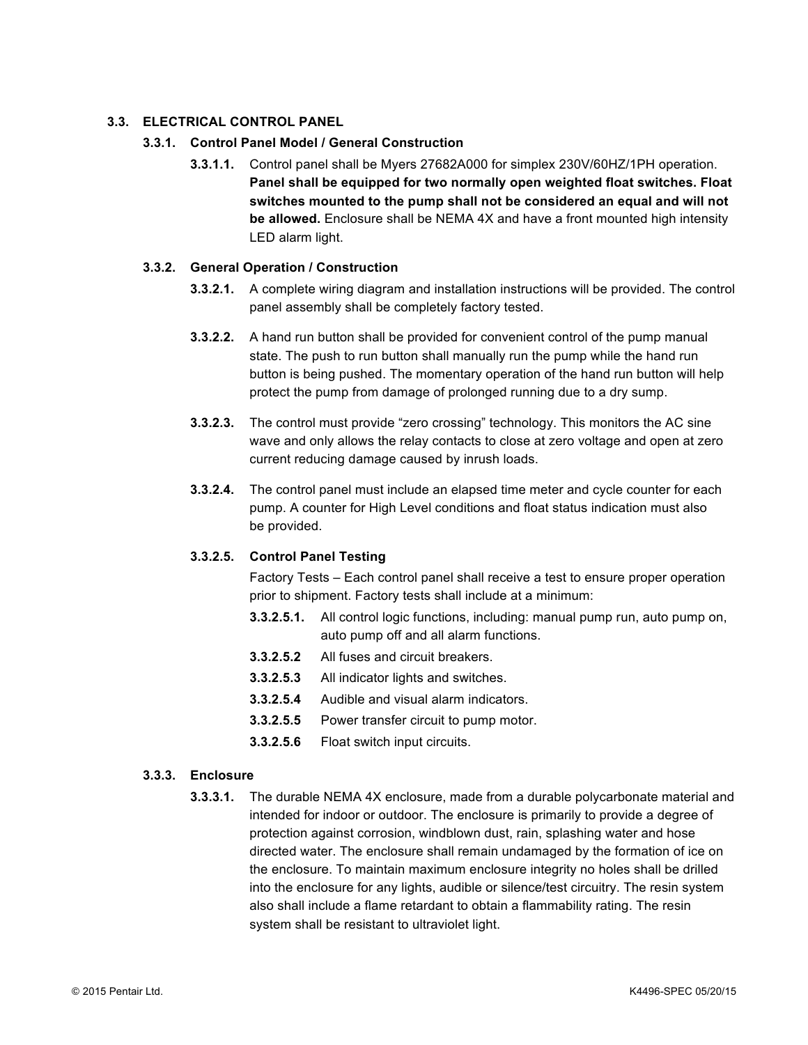## 3.3. ELECTRICAL CONTROL PANEL

### 3.3.1. Control Panel Model / General Construction

**3.3.1.1.** Control panel shall be Myers 27682A000 for simplex 230V/60HZ/1PH operation. **Panel shall be equipped for two normally open weighted float switches. Float switches mounted to the pump shall not be considered an equal and will not be allowed.** Enclosure shall be NEMA 4X and have a front mounted high intensity LED alarm light.

### 3.3.2. General Operation / Construction

**3.3.2.1.** A complete wiring diagram and installation instructions will be provided. The control panel assembly shall be completely factory tested.

**3.3.2.2.** A hand run button shall be provided for convenient control of the pump manual state. The push to run button shall manually run the pump while the hand run button is being pushed. The momentary operation of the hand run button will help protect the pump from damage of prolonged running due to a dry sump.

**3.3.2.3.** The control must provide "zero crossing" technology. This monitors the AC sine wave and only allows the relay contacts to close at zero voltage and open at zero current reducing damage caused by inrush loads.

**3.3.2.4.** The control panel must include an elapsed time meter and cycle counter for each pump. A counter for High Level conditions and float status indication must also be provided.

**3.3.2.5. Control Panel Testing**

Factory Tests – Each control panel shall receive a test to ensure proper operation prior to shipment. Factory tests shall include at a minimum:

- **3.3.2.5.1.** All control logic functions, including: manual pump run, auto pump on, auto pump off and all alarm functions.
- **3.3.2.5.2** All fuses and circuit breakers.
- **3.3.2.5.3** All indicator lights and switches.
- **3.3.2.5.4** Audible and visual alarm indicators.
- **3.3.2.5.5** Power transfer circuit to pump motor.
- **3.3.2.5.6** Float switch input circuits.

### 3.3.3. Enclosure

**3.3.3.1.** The durable NEMA 4X enclosure, made from a durable polycarbonate material and intended for indoor or outdoor. The enclosure is primarily to provide a degree of protection against corrosion, windblown dust, rain, splashing water and hose directed water. The enclosure shall remain undamaged by the formation of ice on the enclosure. To maintain maximum enclosure integrity no holes shall be drilled into the enclosure for any lights, audible or silence/test circuitry. The resin system also shall include a flame retardant to obtain a flammability rating. The resin system shall be resistant to ultraviolet light.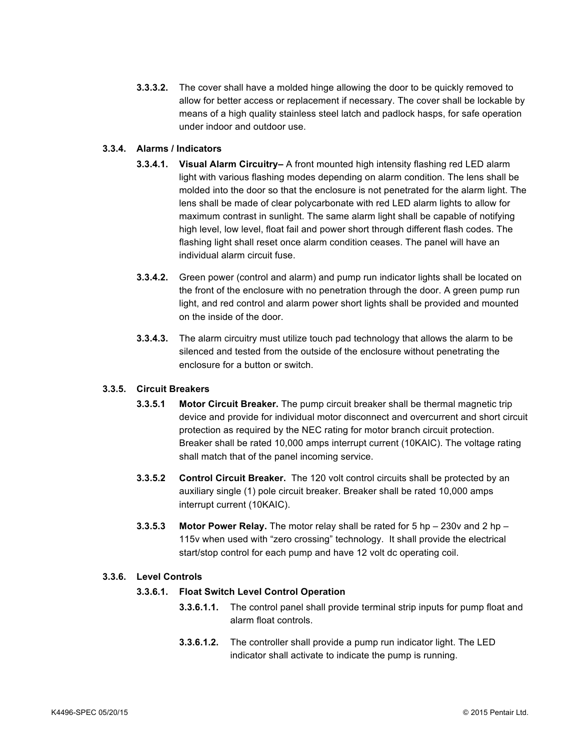**3.3.3.2.** The cover shall have a molded hinge allowing the door to be quickly removed to allow for better access or replacement if necessary. The cover shall be lockable by means of a high quality stainless steel latch and padlock hasps, for safe operation under indoor and outdoor use.

### 3.3.4. Alarms / Indicators

**3.3.4.1. Visual Alarm Circuitry–** A front mounted high intensity flashing red LED alarm light with various flashing modes depending on alarm condition. The lens shall be molded into the door so that the enclosure is not penetrated for the alarm light. The lens shall be made of clear polycarbonate with red LED alarm lights to allow for maximum contrast in sunlight. The same alarm light shall be capable of notifying high level, low level, float fail and power short through different flash codes. The flashing light shall reset once alarm condition ceases. The panel will have an individual alarm circuit fuse.

**3.3.4.2.** Green power (control and alarm) and pump run indicator lights shall be located on the front of the enclosure with no penetration through the door. A green pump run light, and red control and alarm power short lights shall be provided and mounted on the inside of the door.

**3.3.4.3.** The alarm circuitry must utilize touch pad technology that allows the alarm to be silenced and tested from the outside of the enclosure without penetrating the enclosure for a button or switch.

### 3.3.5. Circuit Breakers

**3.3.5.1 Motor Circuit Breaker.** The pump circuit breaker shall be thermal magnetic trip device and provide for individual motor disconnect and overcurrent and short circuit protection as required by the NEC rating for motor branch circuit protection. Breaker shall be rated 10,000 amps interrupt current (10KAIC). The voltage rating shall match that of the panel incoming service.

**3.3.5.2 Control Circuit Breaker.** The 120 volt control circuits shall be protected by an auxiliary single (1) pole circuit breaker. Breaker shall be rated 10,000 amps interrupt current (10KAIC).

**3.3.5.3 Motor Power Relay.** The motor relay shall be rated for 5 hp – 230v and 2 hp – 115v when used with "zero crossing" technology. It shall provide the electrical start/stop control for each pump and have 12 volt dc operating coil.

### 3.3.6. Level Controls

#### 3.3.6.1. Float Switch Level Control Operation

**3.3.6.1.1.** The control panel shall provide terminal strip inputs for pump float and alarm float controls.

**3.3.6.1.2.** The controller shall provide a pump run indicator light. The LED indicator shall activate to indicate the pump is running.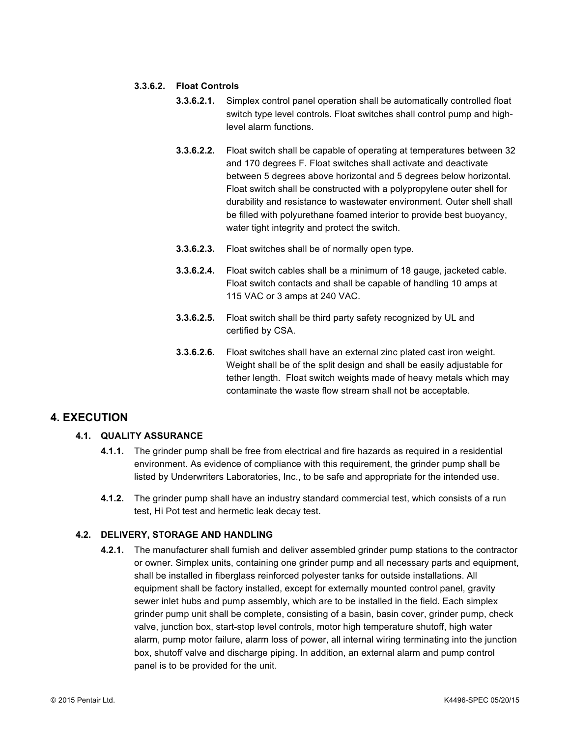**3.3.6.2. Float Controls**

**3.3.6.2.1.** Simplex control panel operation shall be automatically controlled float switch type level controls. Float switches shall control pump and high-level alarm functions.

**3.3.6.2.2.** Float switch shall be capable of operating at temperatures between 32 and 170 degrees F. Float switches shall activate and deactivate between 5 degrees above horizontal and 5 degrees below horizontal. Float switch shall be constructed with a polypropylene outer shell for durability and resistance to wastewater environment. Outer shell shall be filled with polyurethane foamed interior to provide best buoyancy, water tight integrity and protect the switch.

**3.3.6.2.3.** Float switches shall be of normally open type.

**3.3.6.2.4.** Float switch cables shall be a minimum of 18 gauge, jacketed cable. Float switch contacts and shall be capable of handling 10 amps at 115 VAC or 3 amps at 240 VAC.

**3.3.6.2.5.** Float switch shall be third party safety recognized by UL and certified by CSA.

**3.3.6.2.6.** Float switches shall have an external zinc plated cast iron weight. Weight shall be of the split design and shall be easily adjustable for tether length. Float switch weights made of heavy metals which may contaminate the waste flow stream shall not be acceptable.

# 4. EXECUTION

## 4.1. QUALITY ASSURANCE

**4.1.1.** The grinder pump shall be free from electrical and fire hazards as required in a residential environment. As evidence of compliance with this requirement, the grinder pump shall be listed by Underwriters Laboratories, Inc., to be safe and appropriate for the intended use.

**4.1.2.** The grinder pump shall have an industry standard commercial test, which consists of a run test, Hi Pot test and hermetic leak decay test.

## 4.2. DELIVERY, STORAGE AND HANDLING

**4.2.1.** The manufacturer shall furnish and deliver assembled grinder pump stations to the contractor or owner. Simplex units, containing one grinder pump and all necessary parts and equipment, shall be installed in fiberglass reinforced polyester tanks for outside installations. All equipment shall be factory installed, except for externally mounted control panel, gravity sewer inlet hubs and pump assembly, which are to be installed in the field. Each simplex grinder pump unit shall be complete, consisting of a basin, basin cover, grinder pump, check valve, junction box, start-stop level controls, motor high temperature shutoff, high water alarm, pump motor failure, alarm loss of power, all internal wiring terminating into the junction box, shutoff valve and discharge piping. In addition, an external alarm and pump control panel is to be provided for the unit.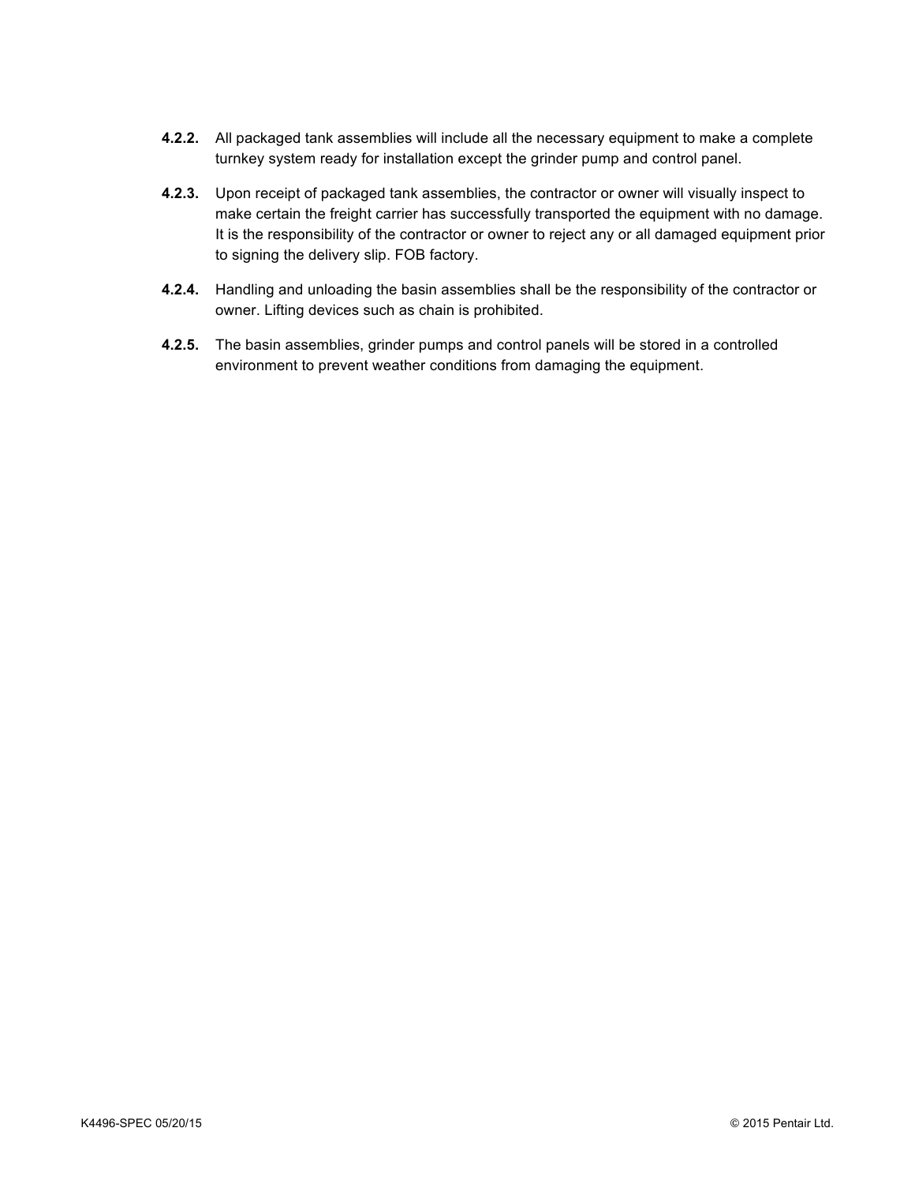**4.2.2.** All packaged tank assemblies will include all the necessary equipment to make a complete turnkey system ready for installation except the grinder pump and control panel.

**4.2.3.** Upon receipt of packaged tank assemblies, the contractor or owner will visually inspect to make certain the freight carrier has successfully transported the equipment with no damage. It is the responsibility of the contractor or owner to reject any or all damaged equipment prior to signing the delivery slip. FOB factory.

**4.2.4.** Handling and unloading the basin assemblies shall be the responsibility of the contractor or owner. Lifting devices such as chain is prohibited.

**4.2.5.** The basin assemblies, grinder pumps and control panels will be stored in a controlled environment to prevent weather conditions from damaging the equipment.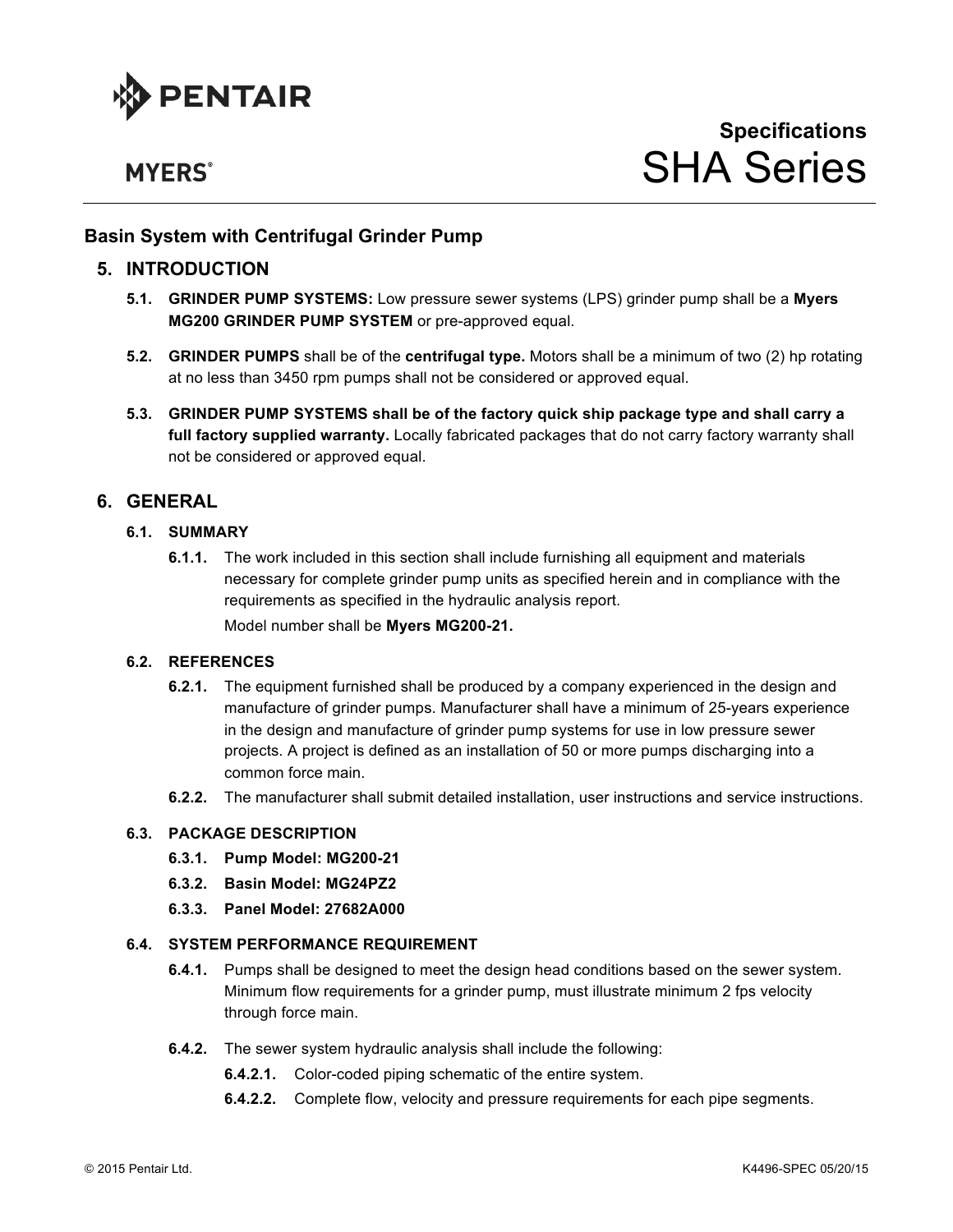# Specifications
# SHA Series

## Basin System with Centrifugal Grinder Pump

## 5. INTRODUCTION

**5.1. GRINDER PUMP SYSTEMS:** Low pressure sewer systems (LPS) grinder pump shall be a **Myers MG200 GRINDER PUMP SYSTEM** or pre-approved equal.

**5.2. GRINDER PUMPS** shall be of the **centrifugal type.** Motors shall be a minimum of two (2) hp rotating at no less than 3450 rpm pumps shall not be considered or approved equal.

**5.3. GRINDER PUMP SYSTEMS shall be of the factory quick ship package type and shall carry a full factory supplied warranty.** Locally fabricated packages that do not carry factory warranty shall not be considered or approved equal.

## 6. GENERAL

### 6.1. SUMMARY

**6.1.1.** The work included in this section shall include furnishing all equipment and materials necessary for complete grinder pump units as specified herein and in compliance with the requirements as specified in the hydraulic analysis report.

Model number shall be **Myers MG200-21.**

### 6.2. REFERENCES

**6.2.1.** The equipment furnished shall be produced by a company experienced in the design and manufacture of grinder pumps. Manufacturer shall have a minimum of 25-years experience in the design and manufacture of grinder pump systems for use in low pressure sewer projects. A project is defined as an installation of 50 or more pumps discharging into a common force main.

**6.2.2.** The manufacturer shall submit detailed installation, user instructions and service instructions.

### 6.3. PACKAGE DESCRIPTION

**6.3.1. Pump Model: MG200-21**

**6.3.2. Basin Model: MG24PZ2**

**6.3.3. Panel Model: 27682A000**

### 6.4. SYSTEM PERFORMANCE REQUIREMENT

**6.4.1.** Pumps shall be designed to meet the design head conditions based on the sewer system. Minimum flow requirements for a grinder pump, must illustrate minimum 2 fps velocity through force main.

**6.4.2.** The sewer system hydraulic analysis shall include the following:

**6.4.2.1.** Color-coded piping schematic of the entire system.

**6.4.2.2.** Complete flow, velocity and pressure requirements for each pipe segments.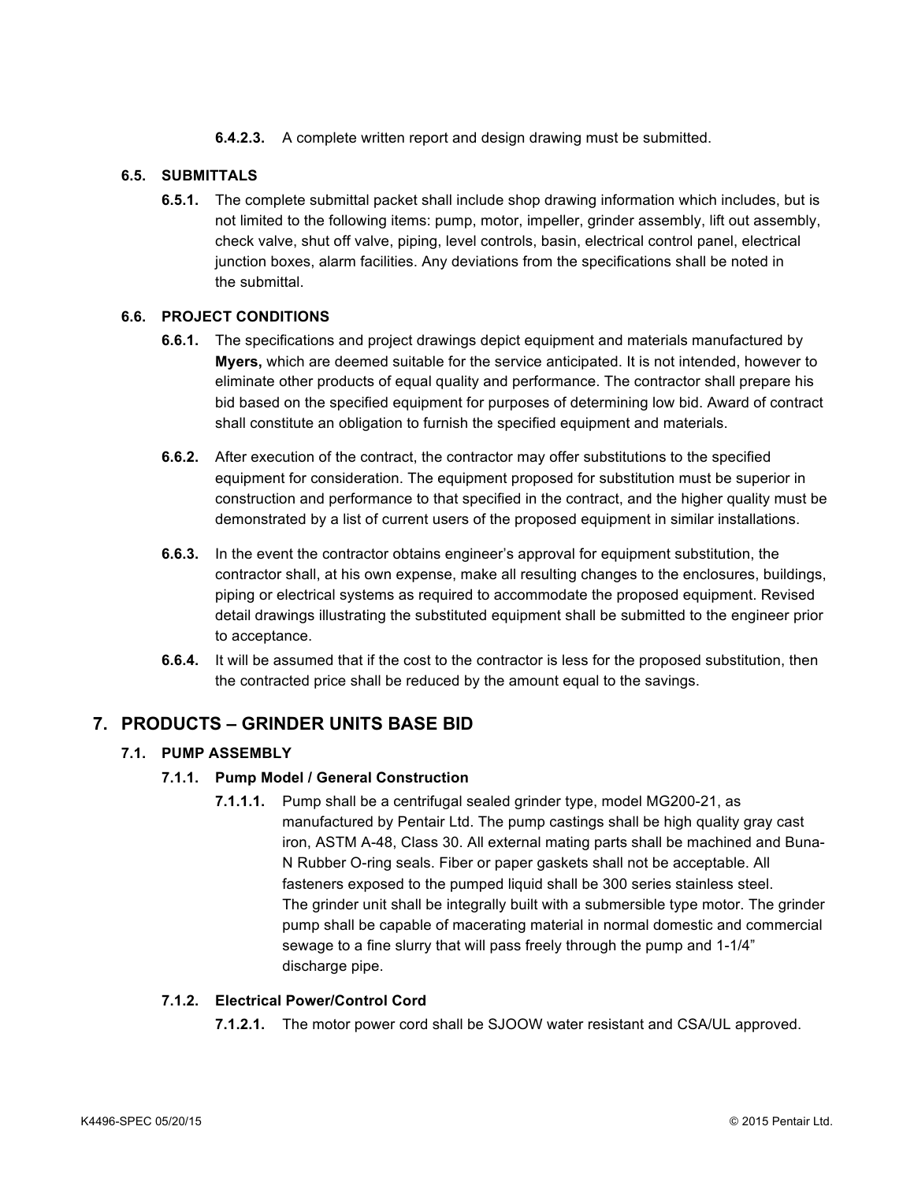**6.4.2.3.** A complete written report and design drawing must be submitted.

### 6.5. SUBMITTALS

**6.5.1.** The complete submittal packet shall include shop drawing information which includes, but is not limited to the following items: pump, motor, impeller, grinder assembly, lift out assembly, check valve, shut off valve, piping, level controls, basin, electrical control panel, electrical junction boxes, alarm facilities. Any deviations from the specifications shall be noted in the submittal.

### 6.6. PROJECT CONDITIONS

**6.6.1.** The specifications and project drawings depict equipment and materials manufactured by **Myers,** which are deemed suitable for the service anticipated. It is not intended, however to eliminate other products of equal quality and performance. The contractor shall prepare his bid based on the specified equipment for purposes of determining low bid. Award of contract shall constitute an obligation to furnish the specified equipment and materials.

**6.6.2.** After execution of the contract, the contractor may offer substitutions to the specified equipment for consideration. The equipment proposed for substitution must be superior in construction and performance to that specified in the contract, and the higher quality must be demonstrated by a list of current users of the proposed equipment in similar installations.

**6.6.3.** In the event the contractor obtains engineer's approval for equipment substitution, the contractor shall, at his own expense, make all resulting changes to the enclosures, buildings, piping or electrical systems as required to accommodate the proposed equipment. Revised detail drawings illustrating the substituted equipment shall be submitted to the engineer prior to acceptance.

**6.6.4.** It will be assumed that if the cost to the contractor is less for the proposed substitution, then the contracted price shall be reduced by the amount equal to the savings.

## 7. PRODUCTS – GRINDER UNITS BASE BID

### 7.1. PUMP ASSEMBLY

#### 7.1.1. Pump Model / General Construction

**7.1.1.1.** Pump shall be a centrifugal sealed grinder type, model MG200-21, as manufactured by Pentair Ltd. The pump castings shall be high quality gray cast iron, ASTM A-48, Class 30. All external mating parts shall be machined and Buna-N Rubber O-ring seals. Fiber or paper gaskets shall not be acceptable. All fasteners exposed to the pumped liquid shall be 300 series stainless steel. The grinder unit shall be integrally built with a submersible type motor. The grinder pump shall be capable of macerating material in normal domestic and commercial sewage to a fine slurry that will pass freely through the pump and 1-1/4" discharge pipe.

#### 7.1.2. Electrical Power/Control Cord

**7.1.2.1.** The motor power cord shall be SJOOW water resistant and CSA/UL approved.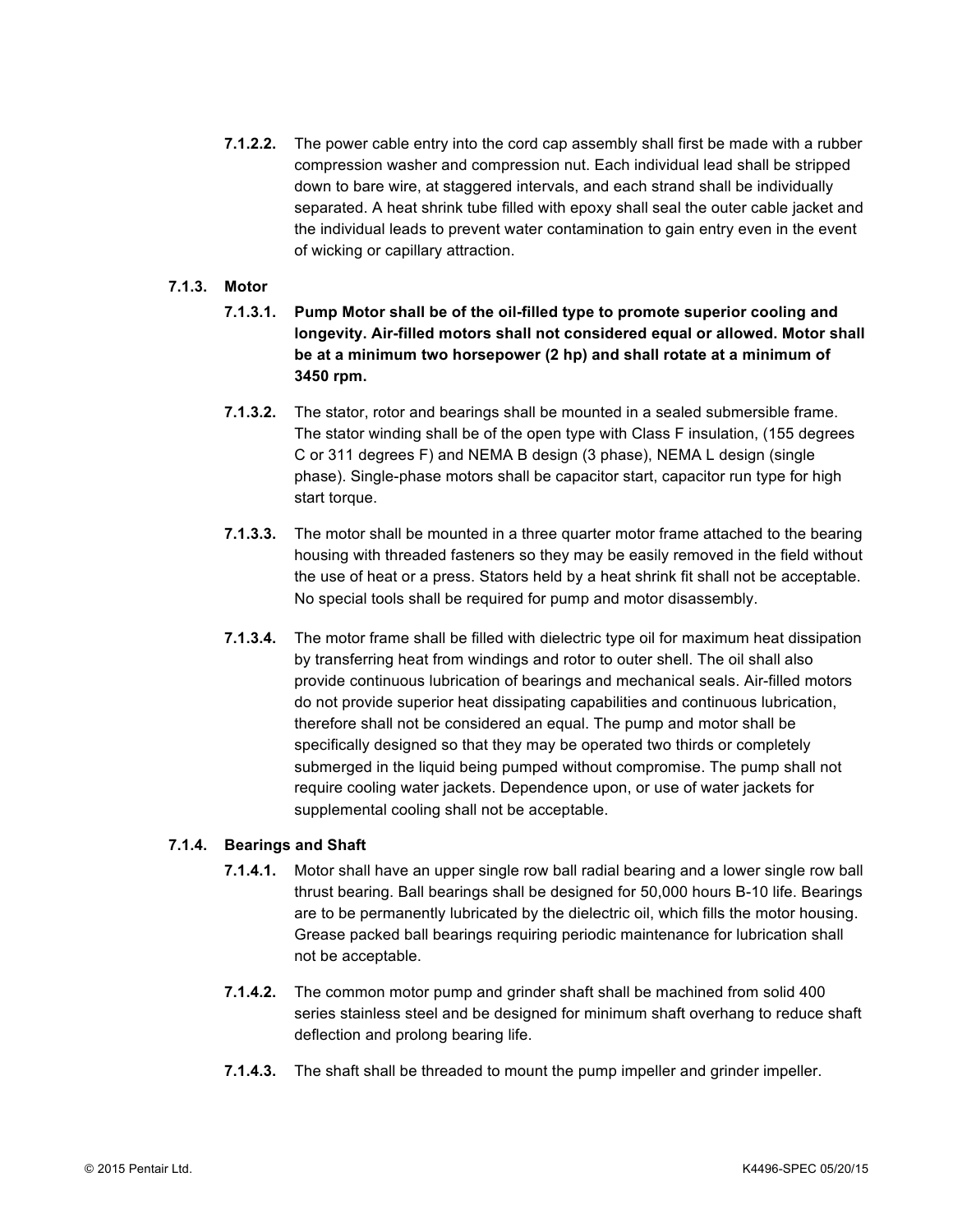**7.1.2.2.** The power cable entry into the cord cap assembly shall first be made with a rubber compression washer and compression nut. Each individual lead shall be stripped down to bare wire, at staggered intervals, and each strand shall be individually separated. A heat shrink tube filled with epoxy shall seal the outer cable jacket and the individual leads to prevent water contamination to gain entry even in the event of wicking or capillary attraction.

**7.1.3. Motor**

**7.1.3.1. Pump Motor shall be of the oil-filled type to promote superior cooling and longevity. Air-filled motors shall not considered equal or allowed. Motor shall be at a minimum two horsepower (2 hp) and shall rotate at a minimum of 3450 rpm.**

**7.1.3.2.** The stator, rotor and bearings shall be mounted in a sealed submersible frame. The stator winding shall be of the open type with Class F insulation, (155 degrees C or 311 degrees F) and NEMA B design (3 phase), NEMA L design (single phase). Single-phase motors shall be capacitor start, capacitor run type for high start torque.

**7.1.3.3.** The motor shall be mounted in a three quarter motor frame attached to the bearing housing with threaded fasteners so they may be easily removed in the field without the use of heat or a press. Stators held by a heat shrink fit shall not be acceptable. No special tools shall be required for pump and motor disassembly.

**7.1.3.4.** The motor frame shall be filled with dielectric type oil for maximum heat dissipation by transferring heat from windings and rotor to outer shell. The oil shall also provide continuous lubrication of bearings and mechanical seals. Air-filled motors do not provide superior heat dissipating capabilities and continuous lubrication, therefore shall not be considered an equal. The pump and motor shall be specifically designed so that they may be operated two thirds or completely submerged in the liquid being pumped without compromise. The pump shall not require cooling water jackets. Dependence upon, or use of water jackets for supplemental cooling shall not be acceptable.

**7.1.4. Bearings and Shaft**

**7.1.4.1.** Motor shall have an upper single row ball radial bearing and a lower single row ball thrust bearing. Ball bearings shall be designed for 50,000 hours B-10 life. Bearings are to be permanently lubricated by the dielectric oil, which fills the motor housing. Grease packed ball bearings requiring periodic maintenance for lubrication shall not be acceptable.

**7.1.4.2.** The common motor pump and grinder shaft shall be machined from solid 400 series stainless steel and be designed for minimum shaft overhang to reduce shaft deflection and prolong bearing life.

**7.1.4.3.** The shaft shall be threaded to mount the pump impeller and grinder impeller.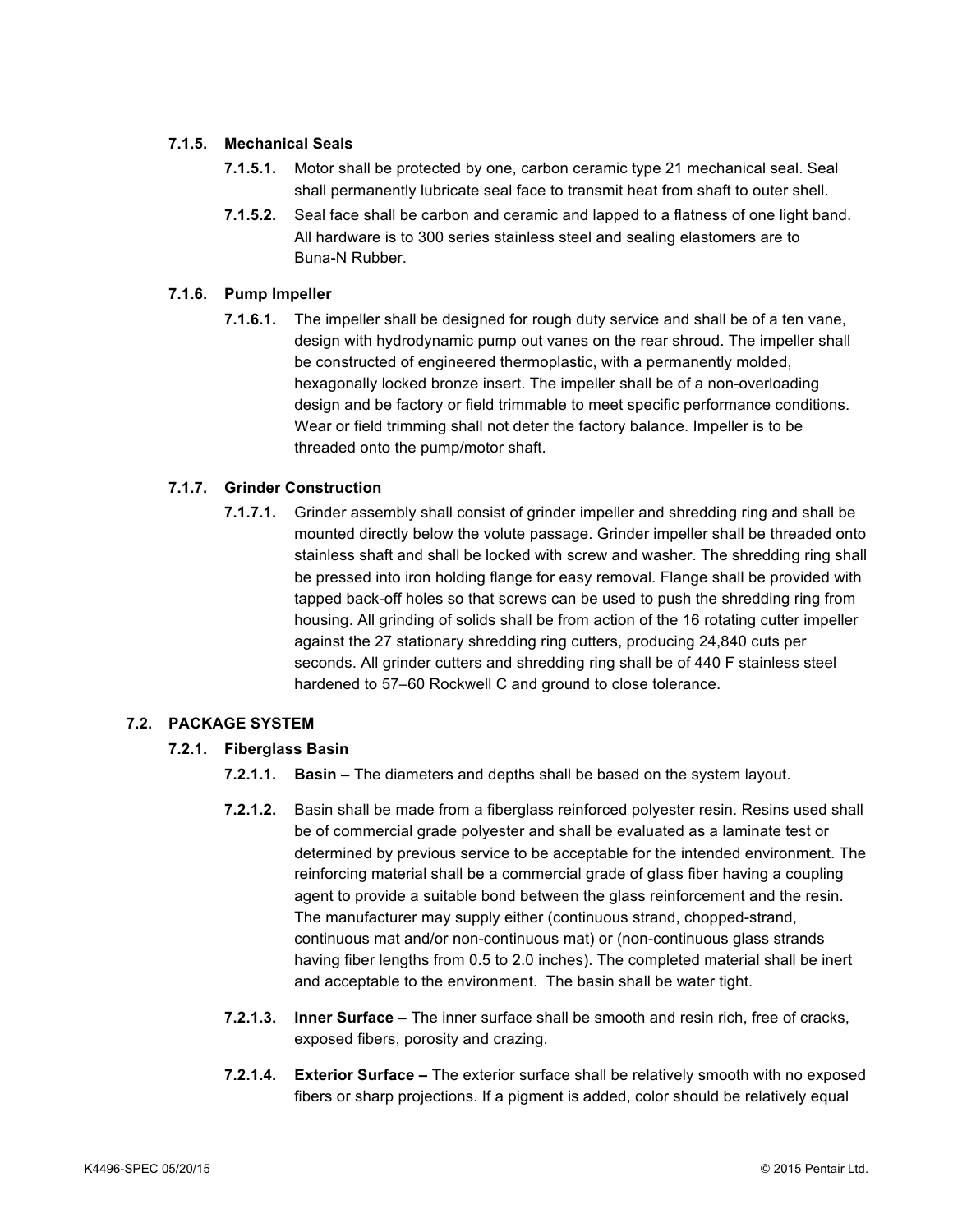#### 7.1.5. Mechanical Seals

**7.1.5.1.** Motor shall be protected by one, carbon ceramic type 21 mechanical seal. Seal shall permanently lubricate seal face to transmit heat from shaft to outer shell.

**7.1.5.2.** Seal face shall be carbon and ceramic and lapped to a flatness of one light band. All hardware is to 300 series stainless steel and sealing elastomers are to Buna-N Rubber.

#### 7.1.6. Pump Impeller

**7.1.6.1.** The impeller shall be designed for rough duty service and shall be of a ten vane, design with hydrodynamic pump out vanes on the rear shroud. The impeller shall be constructed of engineered thermoplastic, with a permanently molded, hexagonally locked bronze insert. The impeller shall be of a non-overloading design and be factory or field trimmable to meet specific performance conditions. Wear or field trimming shall not deter the factory balance. Impeller is to be threaded onto the pump/motor shaft.

#### 7.1.7. Grinder Construction

**7.1.7.1.** Grinder assembly shall consist of grinder impeller and shredding ring and shall be mounted directly below the volute passage. Grinder impeller shall be threaded onto stainless shaft and shall be locked with screw and washer. The shredding ring shall be pressed into iron holding flange for easy removal. Flange shall be provided with tapped back-off holes so that screws can be used to push the shredding ring from housing. All grinding of solids shall be from action of the 16 rotating cutter impeller against the 27 stationary shredding ring cutters, producing 24,840 cuts per seconds. All grinder cutters and shredding ring shall be of 440 F stainless steel hardened to 57–60 Rockwell C and ground to close tolerance.

### 7.2. PACKAGE SYSTEM

#### 7.2.1. Fiberglass Basin

**7.2.1.1.** **Basin –** The diameters and depths shall be based on the system layout.

**7.2.1.2.** Basin shall be made from a fiberglass reinforced polyester resin. Resins used shall be of commercial grade polyester and shall be evaluated as a laminate test or determined by previous service to be acceptable for the intended environment. The reinforcing material shall be a commercial grade of glass fiber having a coupling agent to provide a suitable bond between the glass reinforcement and the resin. The manufacturer may supply either (continuous strand, chopped-strand, continuous mat and/or non-continuous mat) or (non-continuous glass strands having fiber lengths from 0.5 to 2.0 inches). The completed material shall be inert and acceptable to the environment. The basin shall be water tight.

**7.2.1.3.** **Inner Surface –** The inner surface shall be smooth and resin rich, free of cracks, exposed fibers, porosity and crazing.

**7.2.1.4.** **Exterior Surface –** The exterior surface shall be relatively smooth with no exposed fibers or sharp projections. If a pigment is added, color should be relatively equal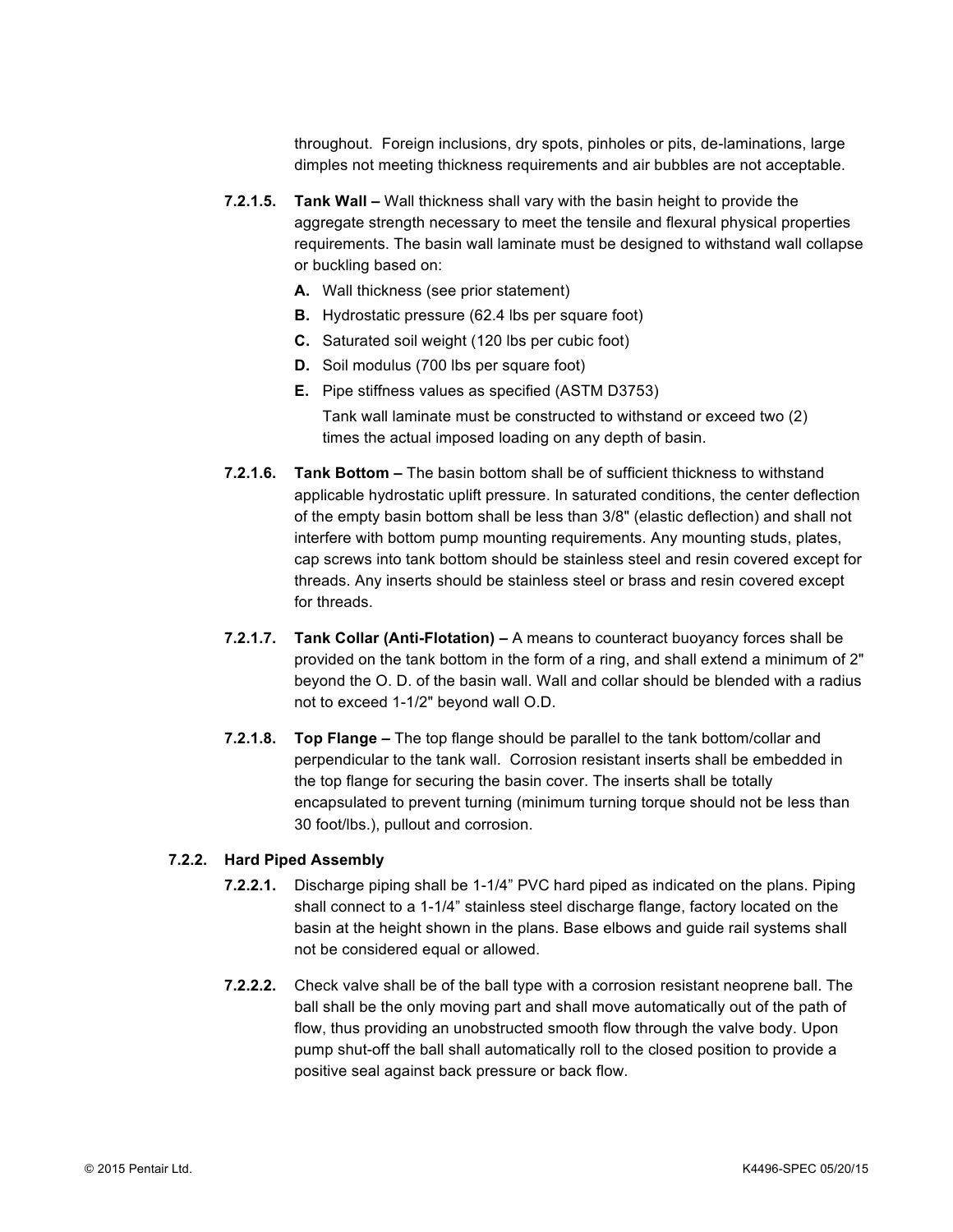throughout. Foreign inclusions, dry spots, pinholes or pits, de-laminations, large dimples not meeting thickness requirements and air bubbles are not acceptable.

**7.2.1.5. Tank Wall –** Wall thickness shall vary with the basin height to provide the aggregate strength necessary to meet the tensile and flexural physical properties requirements. The basin wall laminate must be designed to withstand wall collapse or buckling based on:

- **A.** Wall thickness (see prior statement)
- **B.** Hydrostatic pressure (62.4 lbs per square foot)
- **C.** Saturated soil weight (120 lbs per cubic foot)
- **D.** Soil modulus (700 lbs per square foot)
- **E.** Pipe stiffness values as specified (ASTM D3753)

  Tank wall laminate must be constructed to withstand or exceed two (2) times the actual imposed loading on any depth of basin.

**7.2.1.6. Tank Bottom –** The basin bottom shall be of sufficient thickness to withstand applicable hydrostatic uplift pressure. In saturated conditions, the center deflection of the empty basin bottom shall be less than 3/8" (elastic deflection) and shall not interfere with bottom pump mounting requirements. Any mounting studs, plates, cap screws into tank bottom should be stainless steel and resin covered except for threads. Any inserts should be stainless steel or brass and resin covered except for threads.

**7.2.1.7. Tank Collar (Anti-Flotation) –** A means to counteract buoyancy forces shall be provided on the tank bottom in the form of a ring, and shall extend a minimum of 2" beyond the O. D. of the basin wall. Wall and collar should be blended with a radius not to exceed 1-1/2" beyond wall O.D.

**7.2.1.8. Top Flange –** The top flange should be parallel to the tank bottom/collar and perpendicular to the tank wall. Corrosion resistant inserts shall be embedded in the top flange for securing the basin cover. The inserts shall be totally encapsulated to prevent turning (minimum turning torque should not be less than 30 foot/lbs.), pullout and corrosion.

### 7.2.2. Hard Piped Assembly

**7.2.2.1.** Discharge piping shall be 1-1/4" PVC hard piped as indicated on the plans. Piping shall connect to a 1-1/4" stainless steel discharge flange, factory located on the basin at the height shown in the plans. Base elbows and guide rail systems shall not be considered equal or allowed.

**7.2.2.2.** Check valve shall be of the ball type with a corrosion resistant neoprene ball. The ball shall be the only moving part and shall move automatically out of the path of flow, thus providing an unobstructed smooth flow through the valve body. Upon pump shut-off the ball shall automatically roll to the closed position to provide a positive seal against back pressure or back flow.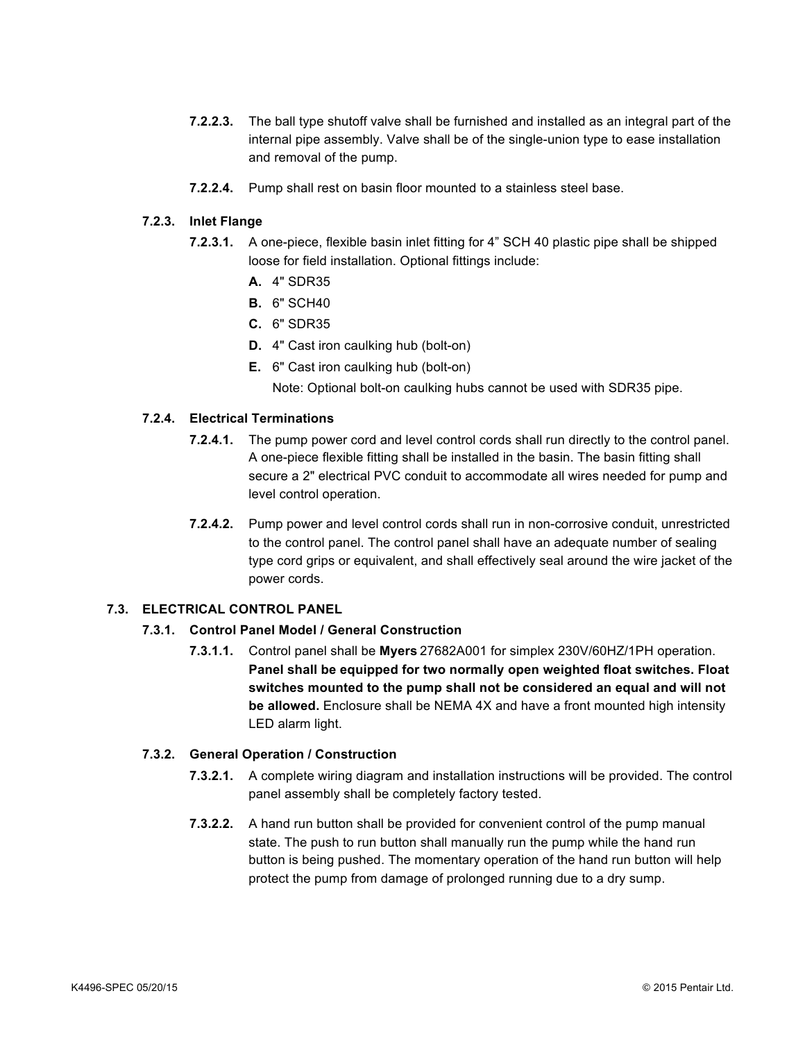**7.2.2.3.** The ball type shutoff valve shall be furnished and installed as an integral part of the internal pipe assembly. Valve shall be of the single-union type to ease installation and removal of the pump.

**7.2.2.4.** Pump shall rest on basin floor mounted to a stainless steel base.

### 7.2.3. Inlet Flange

**7.2.3.1.** A one-piece, flexible basin inlet fitting for 4" SCH 40 plastic pipe shall be shipped loose for field installation. Optional fittings include:

- **A.** 4" SDR35
- **B.** 6" SCH40
- **C.** 6" SDR35
- **D.** 4" Cast iron caulking hub (bolt-on)
- **E.** 6" Cast iron caulking hub (bolt-on)

Note: Optional bolt-on caulking hubs cannot be used with SDR35 pipe.

### 7.2.4. Electrical Terminations

**7.2.4.1.** The pump power cord and level control cords shall run directly to the control panel. A one-piece flexible fitting shall be installed in the basin. The basin fitting shall secure a 2" electrical PVC conduit to accommodate all wires needed for pump and level control operation.

**7.2.4.2.** Pump power and level control cords shall run in non-corrosive conduit, unrestricted to the control panel. The control panel shall have an adequate number of sealing type cord grips or equivalent, and shall effectively seal around the wire jacket of the power cords.

## 7.3. ELECTRICAL CONTROL PANEL

### 7.3.1. Control Panel Model / General Construction

**7.3.1.1.** Control panel shall be **Myers** 27682A001 for simplex 230V/60HZ/1PH operation. **Panel shall be equipped for two normally open weighted float switches. Float switches mounted to the pump shall not be considered an equal and will not be allowed.** Enclosure shall be NEMA 4X and have a front mounted high intensity LED alarm light.

### 7.3.2. General Operation / Construction

**7.3.2.1.** A complete wiring diagram and installation instructions will be provided. The control panel assembly shall be completely factory tested.

**7.3.2.2.** A hand run button shall be provided for convenient control of the pump manual state. The push to run button shall manually run the pump while the hand run button is being pushed. The momentary operation of the hand run button will help protect the pump from damage of prolonged running due to a dry sump.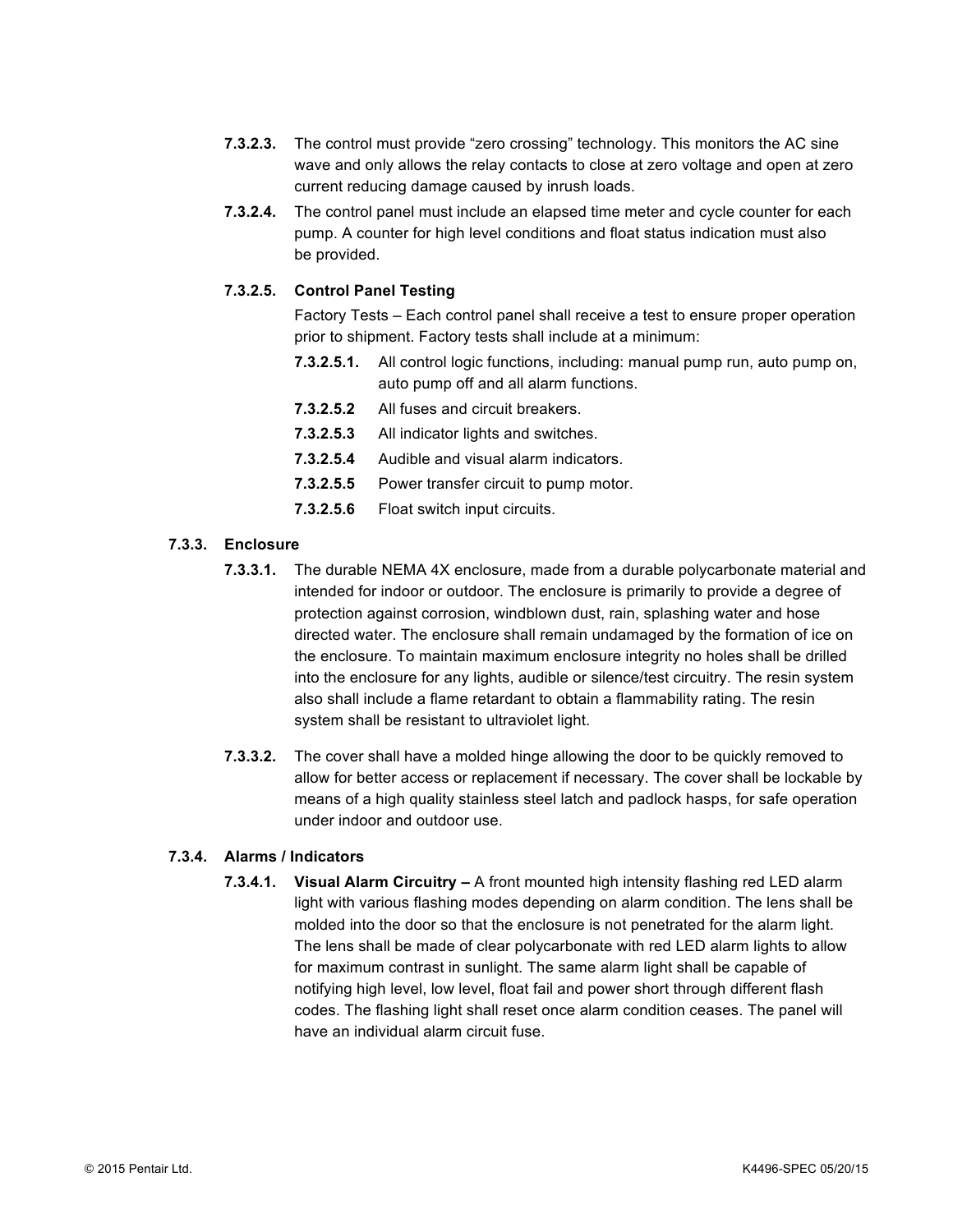**7.3.2.3.** The control must provide "zero crossing" technology. This monitors the AC sine wave and only allows the relay contacts to close at zero voltage and open at zero current reducing damage caused by inrush loads.

**7.3.2.4.** The control panel must include an elapsed time meter and cycle counter for each pump. A counter for high level conditions and float status indication must also be provided.

**7.3.2.5. Control Panel Testing**

Factory Tests – Each control panel shall receive a test to ensure proper operation prior to shipment. Factory tests shall include at a minimum:

**7.3.2.5.1.** All control logic functions, including: manual pump run, auto pump on, auto pump off and all alarm functions.

**7.3.2.5.2** All fuses and circuit breakers.

**7.3.2.5.3** All indicator lights and switches.

**7.3.2.5.4** Audible and visual alarm indicators.

**7.3.2.5.5** Power transfer circuit to pump motor.

**7.3.2.5.6** Float switch input circuits.

**7.3.3. Enclosure**

**7.3.3.1.** The durable NEMA 4X enclosure, made from a durable polycarbonate material and intended for indoor or outdoor. The enclosure is primarily to provide a degree of protection against corrosion, windblown dust, rain, splashing water and hose directed water. The enclosure shall remain undamaged by the formation of ice on the enclosure. To maintain maximum enclosure integrity no holes shall be drilled into the enclosure for any lights, audible or silence/test circuitry. The resin system also shall include a flame retardant to obtain a flammability rating. The resin system shall be resistant to ultraviolet light.

**7.3.3.2.** The cover shall have a molded hinge allowing the door to be quickly removed to allow for better access or replacement if necessary. The cover shall be lockable by means of a high quality stainless steel latch and padlock hasps, for safe operation under indoor and outdoor use.

**7.3.4. Alarms / Indicators**

**7.3.4.1. Visual Alarm Circuitry –** A front mounted high intensity flashing red LED alarm light with various flashing modes depending on alarm condition. The lens shall be molded into the door so that the enclosure is not penetrated for the alarm light. The lens shall be made of clear polycarbonate with red LED alarm lights to allow for maximum contrast in sunlight. The same alarm light shall be capable of notifying high level, low level, float fail and power short through different flash codes. The flashing light shall reset once alarm condition ceases. The panel will have an individual alarm circuit fuse.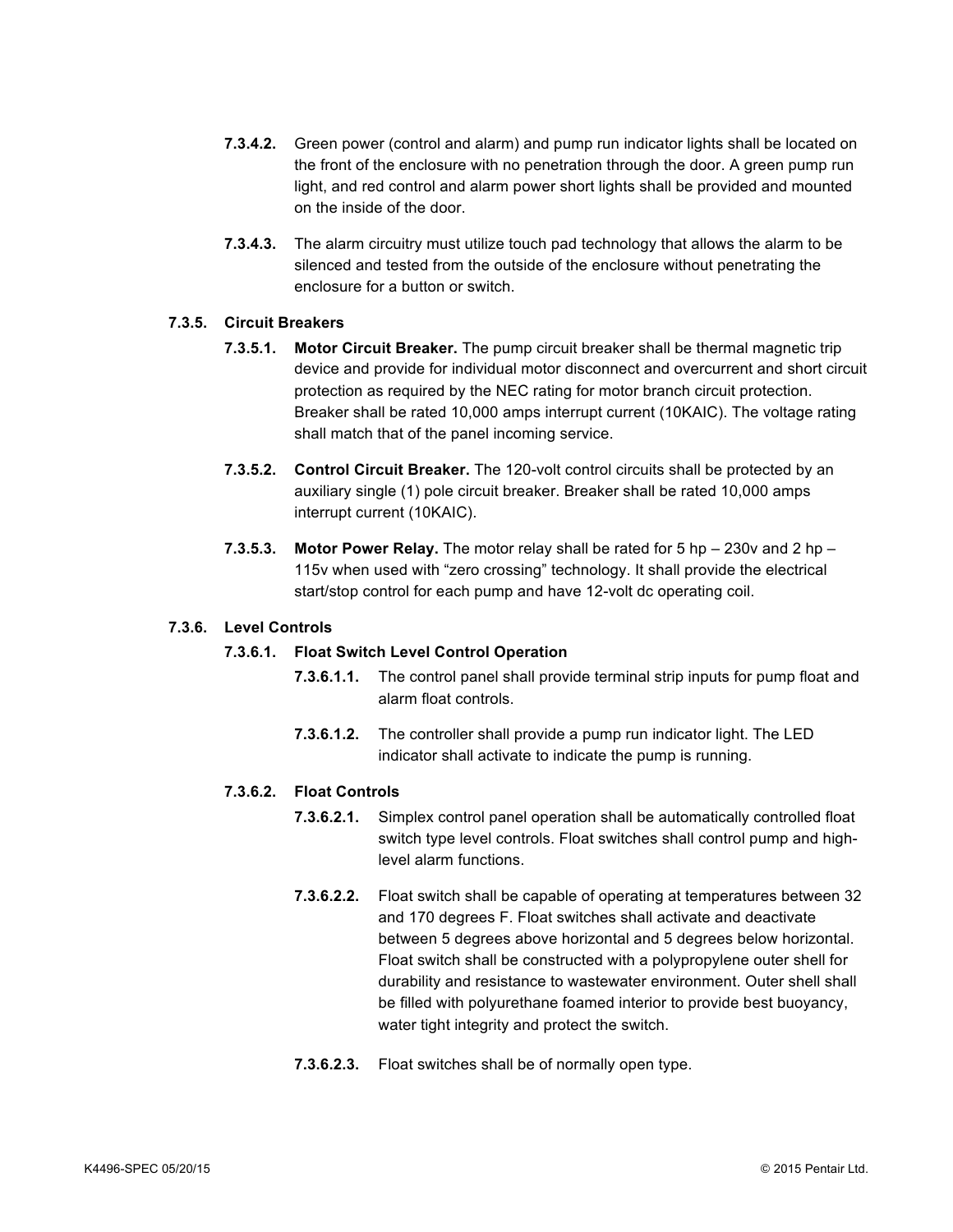**7.3.4.2.** Green power (control and alarm) and pump run indicator lights shall be located on the front of the enclosure with no penetration through the door. A green pump run light, and red control and alarm power short lights shall be provided and mounted on the inside of the door.

**7.3.4.3.** The alarm circuitry must utilize touch pad technology that allows the alarm to be silenced and tested from the outside of the enclosure without penetrating the enclosure for a button or switch.

**7.3.5. Circuit Breakers**

**7.3.5.1. Motor Circuit Breaker.** The pump circuit breaker shall be thermal magnetic trip device and provide for individual motor disconnect and overcurrent and short circuit protection as required by the NEC rating for motor branch circuit protection. Breaker shall be rated 10,000 amps interrupt current (10KAIC). The voltage rating shall match that of the panel incoming service.

**7.3.5.2. Control Circuit Breaker.** The 120-volt control circuits shall be protected by an auxiliary single (1) pole circuit breaker. Breaker shall be rated 10,000 amps interrupt current (10KAIC).

**7.3.5.3. Motor Power Relay.** The motor relay shall be rated for 5 hp – 230v and 2 hp – 115v when used with "zero crossing" technology. It shall provide the electrical start/stop control for each pump and have 12-volt dc operating coil.

**7.3.6. Level Controls**

**7.3.6.1. Float Switch Level Control Operation**

**7.3.6.1.1.** The control panel shall provide terminal strip inputs for pump float and alarm float controls.

**7.3.6.1.2.** The controller shall provide a pump run indicator light. The LED indicator shall activate to indicate the pump is running.

**7.3.6.2. Float Controls**

**7.3.6.2.1.** Simplex control panel operation shall be automatically controlled float switch type level controls. Float switches shall control pump and high-level alarm functions.

**7.3.6.2.2.** Float switch shall be capable of operating at temperatures between 32 and 170 degrees F. Float switches shall activate and deactivate between 5 degrees above horizontal and 5 degrees below horizontal. Float switch shall be constructed with a polypropylene outer shell for durability and resistance to wastewater environment. Outer shell shall be filled with polyurethane foamed interior to provide best buoyancy, water tight integrity and protect the switch.

**7.3.6.2.3.** Float switches shall be of normally open type.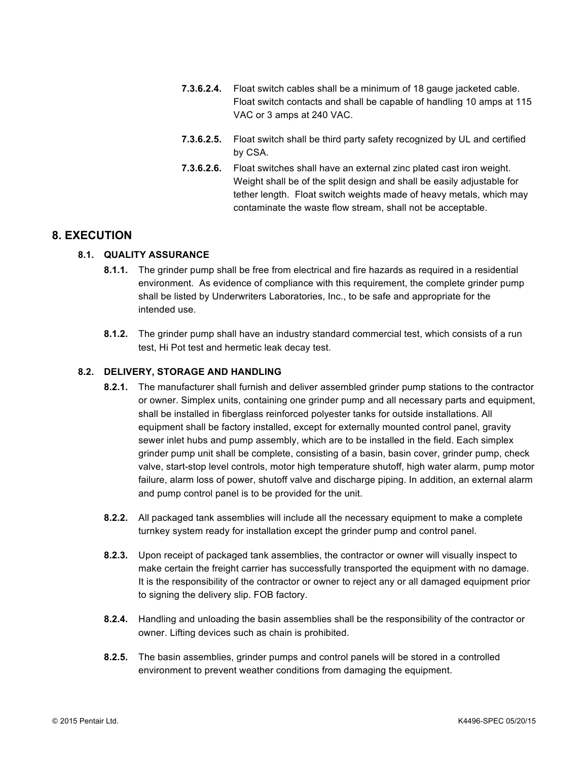**7.3.6.2.4.** Float switch cables shall be a minimum of 18 gauge jacketed cable. Float switch contacts and shall be capable of handling 10 amps at 115 VAC or 3 amps at 240 VAC.

**7.3.6.2.5.** Float switch shall be third party safety recognized by UL and certified by CSA.

**7.3.6.2.6.** Float switches shall have an external zinc plated cast iron weight. Weight shall be of the split design and shall be easily adjustable for tether length. Float switch weights made of heavy metals, which may contaminate the waste flow stream, shall not be acceptable.

# 8. EXECUTION

## 8.1. QUALITY ASSURANCE

**8.1.1.** The grinder pump shall be free from electrical and fire hazards as required in a residential environment. As evidence of compliance with this requirement, the complete grinder pump shall be listed by Underwriters Laboratories, Inc., to be safe and appropriate for the intended use.

**8.1.2.** The grinder pump shall have an industry standard commercial test, which consists of a run test, Hi Pot test and hermetic leak decay test.

## 8.2. DELIVERY, STORAGE AND HANDLING

**8.2.1.** The manufacturer shall furnish and deliver assembled grinder pump stations to the contractor or owner. Simplex units, containing one grinder pump and all necessary parts and equipment, shall be installed in fiberglass reinforced polyester tanks for outside installations. All equipment shall be factory installed, except for externally mounted control panel, gravity sewer inlet hubs and pump assembly, which are to be installed in the field. Each simplex grinder pump unit shall be complete, consisting of a basin, basin cover, grinder pump, check valve, start-stop level controls, motor high temperature shutoff, high water alarm, pump motor failure, alarm loss of power, shutoff valve and discharge piping. In addition, an external alarm and pump control panel is to be provided for the unit.

**8.2.2.** All packaged tank assemblies will include all the necessary equipment to make a complete turnkey system ready for installation except the grinder pump and control panel.

**8.2.3.** Upon receipt of packaged tank assemblies, the contractor or owner will visually inspect to make certain the freight carrier has successfully transported the equipment with no damage. It is the responsibility of the contractor or owner to reject any or all damaged equipment prior to signing the delivery slip. FOB factory.

**8.2.4.** Handling and unloading the basin assemblies shall be the responsibility of the contractor or owner. Lifting devices such as chain is prohibited.

**8.2.5.** The basin assemblies, grinder pumps and control panels will be stored in a controlled environment to prevent weather conditions from damaging the equipment.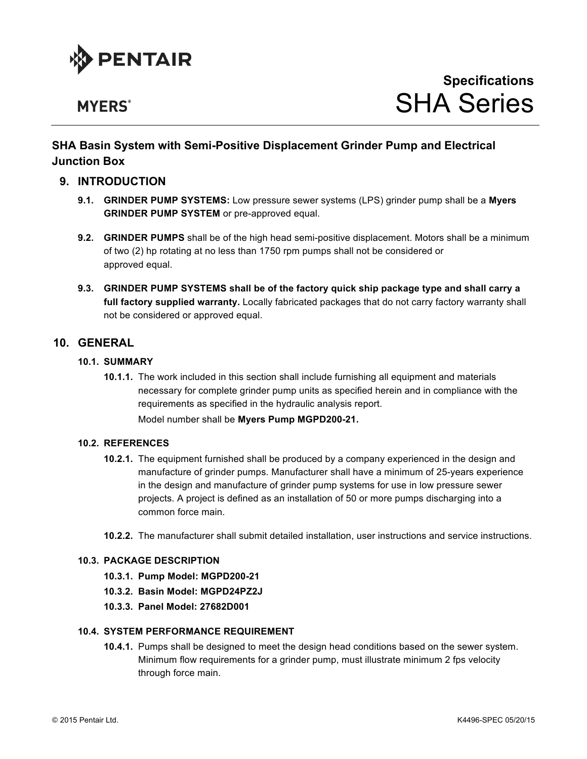PENTAIR

MYERS®

**Specifications**
# SHA Series

## SHA Basin System with Semi-Positive Displacement Grinder Pump and Electrical Junction Box

## 9. INTRODUCTION

**9.1. GRINDER PUMP SYSTEMS:** Low pressure sewer systems (LPS) grinder pump shall be a **Myers GRINDER PUMP SYSTEM** or pre-approved equal.

**9.2. GRINDER PUMPS** shall be of the high head semi-positive displacement. Motors shall be a minimum of two (2) hp rotating at no less than 1750 rpm pumps shall not be considered or approved equal.

**9.3. GRINDER PUMP SYSTEMS shall be of the factory quick ship package type and shall carry a full factory supplied warranty.** Locally fabricated packages that do not carry factory warranty shall not be considered or approved equal.

## 10. GENERAL

### 10.1. SUMMARY

**10.1.1.** The work included in this section shall include furnishing all equipment and materials necessary for complete grinder pump units as specified herein and in compliance with the requirements as specified in the hydraulic analysis report.

Model number shall be **Myers Pump MGPD200-21.**

### 10.2. REFERENCES

**10.2.1.** The equipment furnished shall be produced by a company experienced in the design and manufacture of grinder pumps. Manufacturer shall have a minimum of 25-years experience in the design and manufacture of grinder pump systems for use in low pressure sewer projects. A project is defined as an installation of 50 or more pumps discharging into a common force main.

**10.2.2.** The manufacturer shall submit detailed installation, user instructions and service instructions.

### 10.3. PACKAGE DESCRIPTION

**10.3.1. Pump Model: MGPD200-21**

**10.3.2. Basin Model: MGPD24PZ2J**

**10.3.3. Panel Model: 27682D001**

### 10.4. SYSTEM PERFORMANCE REQUIREMENT

**10.4.1.** Pumps shall be designed to meet the design head conditions based on the sewer system. Minimum flow requirements for a grinder pump, must illustrate minimum 2 fps velocity through force main.

© 2015 Pentair Ltd. K4496-SPEC 05/20/15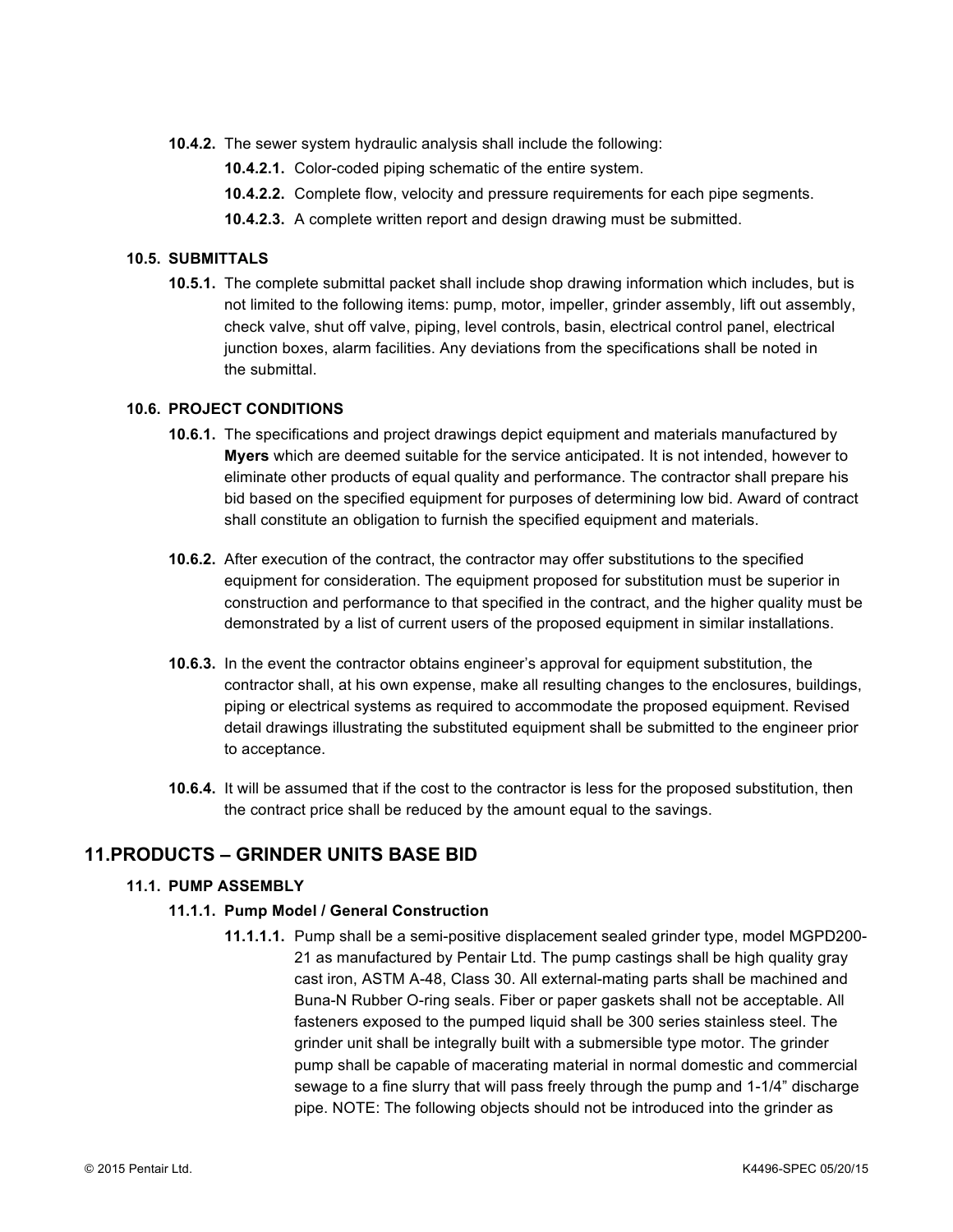**10.4.2.** The sewer system hydraulic analysis shall include the following:

**10.4.2.1.** Color-coded piping schematic of the entire system.

**10.4.2.2.** Complete flow, velocity and pressure requirements for each pipe segments.

**10.4.2.3.** A complete written report and design drawing must be submitted.

### 10.5. SUBMITTALS

**10.5.1.** The complete submittal packet shall include shop drawing information which includes, but is not limited to the following items: pump, motor, impeller, grinder assembly, lift out assembly, check valve, shut off valve, piping, level controls, basin, electrical control panel, electrical junction boxes, alarm facilities. Any deviations from the specifications shall be noted in the submittal.

### 10.6. PROJECT CONDITIONS

**10.6.1.** The specifications and project drawings depict equipment and materials manufactured by **Myers** which are deemed suitable for the service anticipated. It is not intended, however to eliminate other products of equal quality and performance. The contractor shall prepare his bid based on the specified equipment for purposes of determining low bid. Award of contract shall constitute an obligation to furnish the specified equipment and materials.

**10.6.2.** After execution of the contract, the contractor may offer substitutions to the specified equipment for consideration. The equipment proposed for substitution must be superior in construction and performance to that specified in the contract, and the higher quality must be demonstrated by a list of current users of the proposed equipment in similar installations.

**10.6.3.** In the event the contractor obtains engineer's approval for equipment substitution, the contractor shall, at his own expense, make all resulting changes to the enclosures, buildings, piping or electrical systems as required to accommodate the proposed equipment. Revised detail drawings illustrating the substituted equipment shall be submitted to the engineer prior to acceptance.

**10.6.4.** It will be assumed that if the cost to the contractor is less for the proposed substitution, then the contract price shall be reduced by the amount equal to the savings.

## 11. PRODUCTS – GRINDER UNITS BASE BID

### 11.1. PUMP ASSEMBLY

#### 11.1.1. Pump Model / General Construction

**11.1.1.1.** Pump shall be a semi-positive displacement sealed grinder type, model MGPD200-21 as manufactured by Pentair Ltd. The pump castings shall be high quality gray cast iron, ASTM A-48, Class 30. All external-mating parts shall be machined and Buna-N Rubber O-ring seals. Fiber or paper gaskets shall not be acceptable. All fasteners exposed to the pumped liquid shall be 300 series stainless steel. The grinder unit shall be integrally built with a submersible type motor. The grinder pump shall be capable of macerating material in normal domestic and commercial sewage to a fine slurry that will pass freely through the pump and 1-1/4" discharge pipe. NOTE: The following objects should not be introduced into the grinder as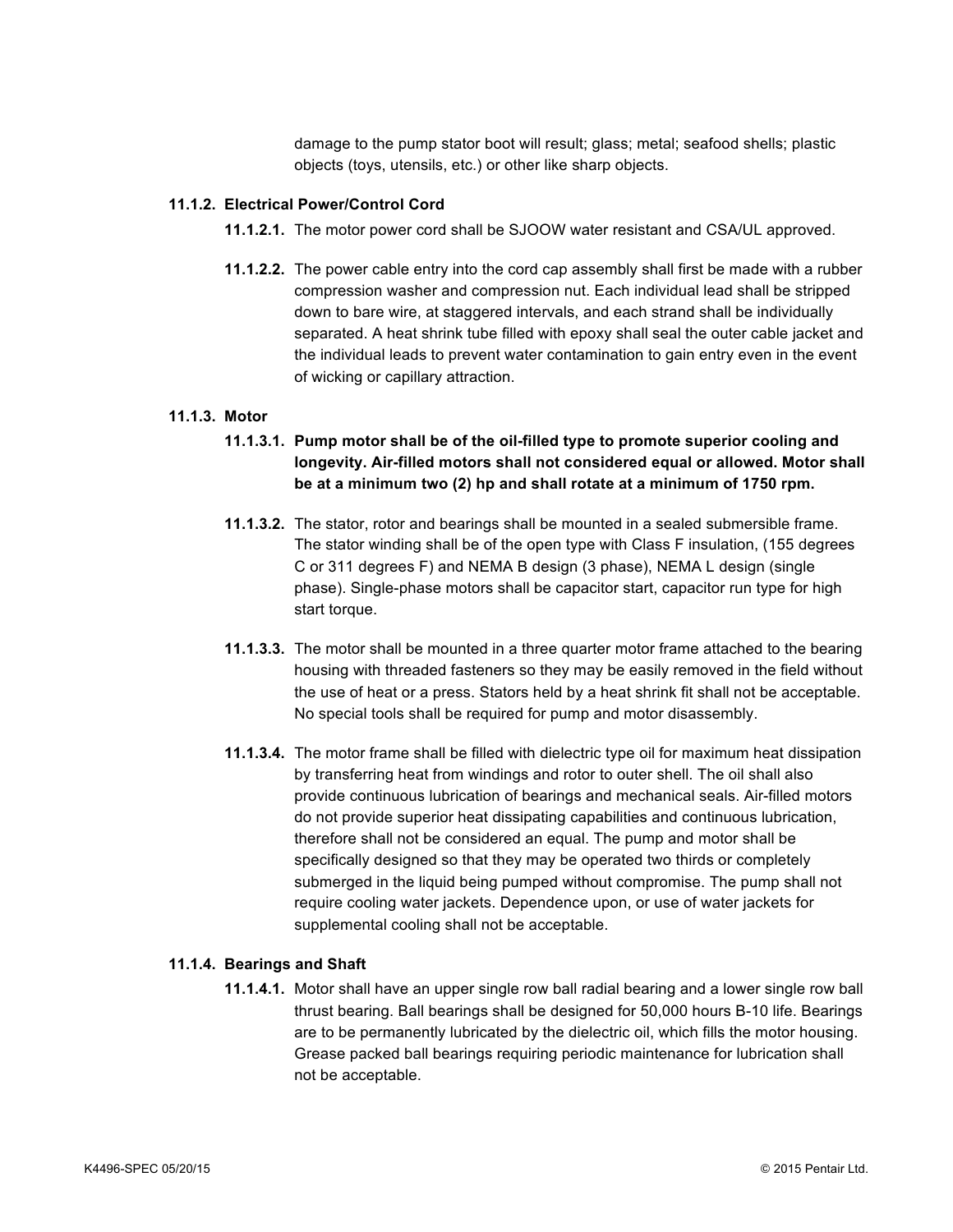damage to the pump stator boot will result; glass; metal; seafood shells; plastic objects (toys, utensils, etc.) or other like sharp objects.

#### 11.1.2. Electrical Power/Control Cord

**11.1.2.1.** The motor power cord shall be SJOOW water resistant and CSA/UL approved.

**11.1.2.2.** The power cable entry into the cord cap assembly shall first be made with a rubber compression washer and compression nut. Each individual lead shall be stripped down to bare wire, at staggered intervals, and each strand shall be individually separated. A heat shrink tube filled with epoxy shall seal the outer cable jacket and the individual leads to prevent water contamination to gain entry even in the event of wicking or capillary attraction.

#### 11.1.3. Motor

**11.1.3.1. Pump motor shall be of the oil-filled type to promote superior cooling and longevity. Air-filled motors shall not considered equal or allowed. Motor shall be at a minimum two (2) hp and shall rotate at a minimum of 1750 rpm.**

**11.1.3.2.** The stator, rotor and bearings shall be mounted in a sealed submersible frame. The stator winding shall be of the open type with Class F insulation, (155 degrees C or 311 degrees F) and NEMA B design (3 phase), NEMA L design (single phase). Single-phase motors shall be capacitor start, capacitor run type for high start torque.

**11.1.3.3.** The motor shall be mounted in a three quarter motor frame attached to the bearing housing with threaded fasteners so they may be easily removed in the field without the use of heat or a press. Stators held by a heat shrink fit shall not be acceptable. No special tools shall be required for pump and motor disassembly.

**11.1.3.4.** The motor frame shall be filled with dielectric type oil for maximum heat dissipation by transferring heat from windings and rotor to outer shell. The oil shall also provide continuous lubrication of bearings and mechanical seals. Air-filled motors do not provide superior heat dissipating capabilities and continuous lubrication, therefore shall not be considered an equal. The pump and motor shall be specifically designed so that they may be operated two thirds or completely submerged in the liquid being pumped without compromise. The pump shall not require cooling water jackets. Dependence upon, or use of water jackets for supplemental cooling shall not be acceptable.

#### 11.1.4. Bearings and Shaft

**11.1.4.1.** Motor shall have an upper single row ball radial bearing and a lower single row ball thrust bearing. Ball bearings shall be designed for 50,000 hours B-10 life. Bearings are to be permanently lubricated by the dielectric oil, which fills the motor housing. Grease packed ball bearings requiring periodic maintenance for lubrication shall not be acceptable.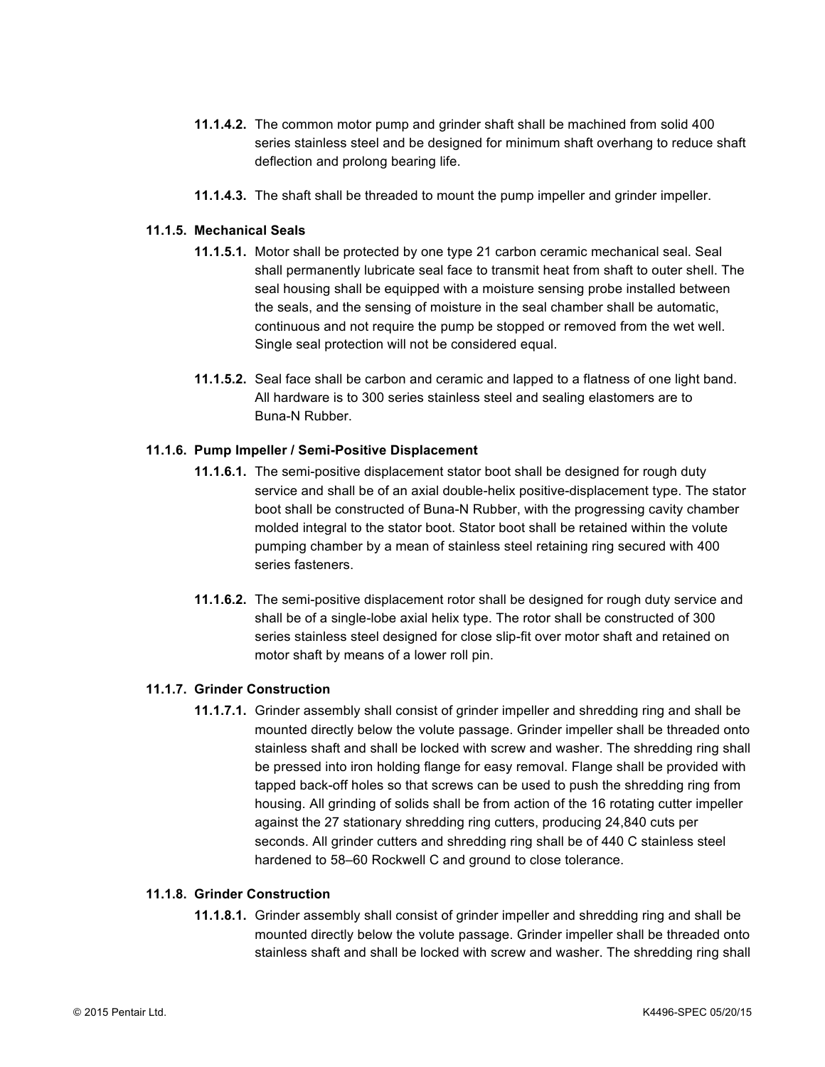**11.1.4.2.** The common motor pump and grinder shaft shall be machined from solid 400 series stainless steel and be designed for minimum shaft overhang to reduce shaft deflection and prolong bearing life.

**11.1.4.3.** The shaft shall be threaded to mount the pump impeller and grinder impeller.

### 11.1.5. Mechanical Seals

**11.1.5.1.** Motor shall be protected by one type 21 carbon ceramic mechanical seal. Seal shall permanently lubricate seal face to transmit heat from shaft to outer shell. The seal housing shall be equipped with a moisture sensing probe installed between the seals, and the sensing of moisture in the seal chamber shall be automatic, continuous and not require the pump be stopped or removed from the wet well. Single seal protection will not be considered equal.

**11.1.5.2.** Seal face shall be carbon and ceramic and lapped to a flatness of one light band. All hardware is to 300 series stainless steel and sealing elastomers are to Buna-N Rubber.

### 11.1.6. Pump Impeller / Semi-Positive Displacement

**11.1.6.1.** The semi-positive displacement stator boot shall be designed for rough duty service and shall be of an axial double-helix positive-displacement type. The stator boot shall be constructed of Buna-N Rubber, with the progressing cavity chamber molded integral to the stator boot. Stator boot shall be retained within the volute pumping chamber by a mean of stainless steel retaining ring secured with 400 series fasteners.

**11.1.6.2.** The semi-positive displacement rotor shall be designed for rough duty service and shall be of a single-lobe axial helix type. The rotor shall be constructed of 300 series stainless steel designed for close slip-fit over motor shaft and retained on motor shaft by means of a lower roll pin.

### 11.1.7. Grinder Construction

**11.1.7.1.** Grinder assembly shall consist of grinder impeller and shredding ring and shall be mounted directly below the volute passage. Grinder impeller shall be threaded onto stainless shaft and shall be locked with screw and washer. The shredding ring shall be pressed into iron holding flange for easy removal. Flange shall be provided with tapped back-off holes so that screws can be used to push the shredding ring from housing. All grinding of solids shall be from action of the 16 rotating cutter impeller against the 27 stationary shredding ring cutters, producing 24,840 cuts per seconds. All grinder cutters and shredding ring shall be of 440 C stainless steel hardened to 58–60 Rockwell C and ground to close tolerance.

### 11.1.8. Grinder Construction

**11.1.8.1.** Grinder assembly shall consist of grinder impeller and shredding ring and shall be mounted directly below the volute passage. Grinder impeller shall be threaded onto stainless shaft and shall be locked with screw and washer. The shredding ring shall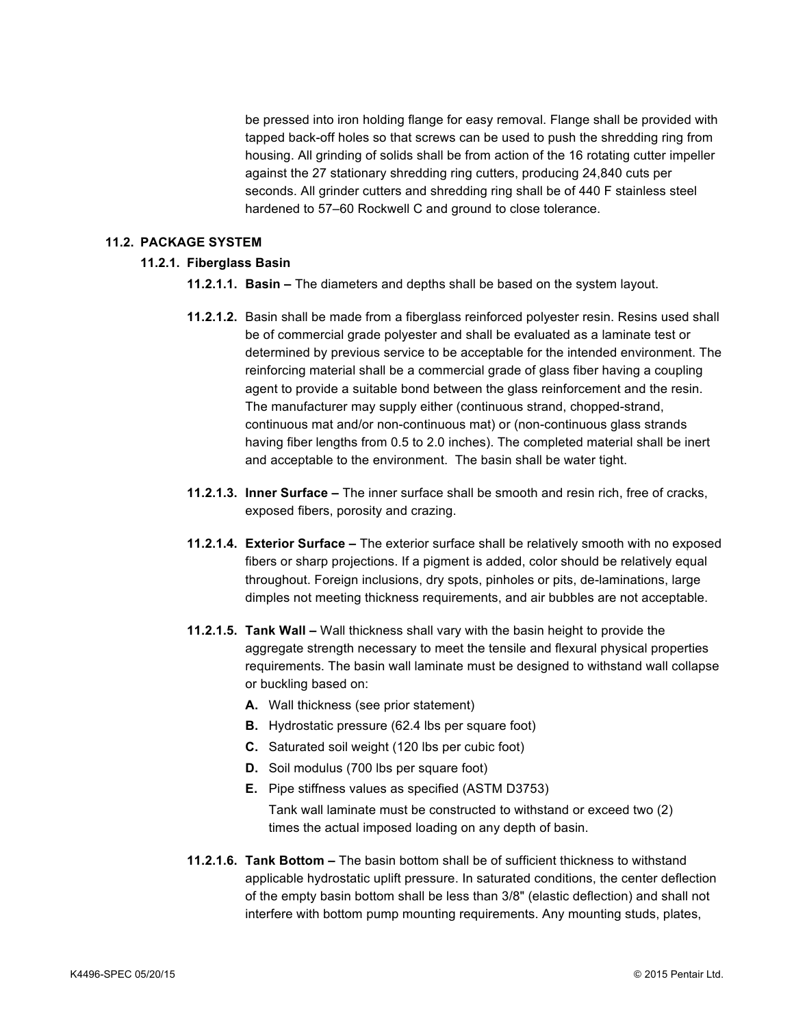be pressed into iron holding flange for easy removal. Flange shall be provided with tapped back-off holes so that screws can be used to push the shredding ring from housing. All grinding of solids shall be from action of the 16 rotating cutter impeller against the 27 stationary shredding ring cutters, producing 24,840 cuts per seconds. All grinder cutters and shredding ring shall be of 440 F stainless steel hardened to 57–60 Rockwell C and ground to close tolerance.

## 11.2. PACKAGE SYSTEM

### 11.2.1. Fiberglass Basin

**11.2.1.1. Basin –** The diameters and depths shall be based on the system layout.

**11.2.1.2.** Basin shall be made from a fiberglass reinforced polyester resin. Resins used shall be of commercial grade polyester and shall be evaluated as a laminate test or determined by previous service to be acceptable for the intended environment. The reinforcing material shall be a commercial grade of glass fiber having a coupling agent to provide a suitable bond between the glass reinforcement and the resin. The manufacturer may supply either (continuous strand, chopped-strand, continuous mat and/or non-continuous mat) or (non-continuous glass strands having fiber lengths from 0.5 to 2.0 inches). The completed material shall be inert and acceptable to the environment. The basin shall be water tight.

**11.2.1.3. Inner Surface –** The inner surface shall be smooth and resin rich, free of cracks, exposed fibers, porosity and crazing.

**11.2.1.4. Exterior Surface –** The exterior surface shall be relatively smooth with no exposed fibers or sharp projections. If a pigment is added, color should be relatively equal throughout. Foreign inclusions, dry spots, pinholes or pits, de-laminations, large dimples not meeting thickness requirements, and air bubbles are not acceptable.

**11.2.1.5. Tank Wall –** Wall thickness shall vary with the basin height to provide the aggregate strength necessary to meet the tensile and flexural physical properties requirements. The basin wall laminate must be designed to withstand wall collapse or buckling based on:

- **A.** Wall thickness (see prior statement)
- **B.** Hydrostatic pressure (62.4 lbs per square foot)
- **C.** Saturated soil weight (120 lbs per cubic foot)
- **D.** Soil modulus (700 lbs per square foot)
- **E.** Pipe stiffness values as specified (ASTM D3753)

  Tank wall laminate must be constructed to withstand or exceed two (2) times the actual imposed loading on any depth of basin.

**11.2.1.6. Tank Bottom –** The basin bottom shall be of sufficient thickness to withstand applicable hydrostatic uplift pressure. In saturated conditions, the center deflection of the empty basin bottom shall be less than 3/8" (elastic deflection) and shall not interfere with bottom pump mounting requirements. Any mounting studs, plates,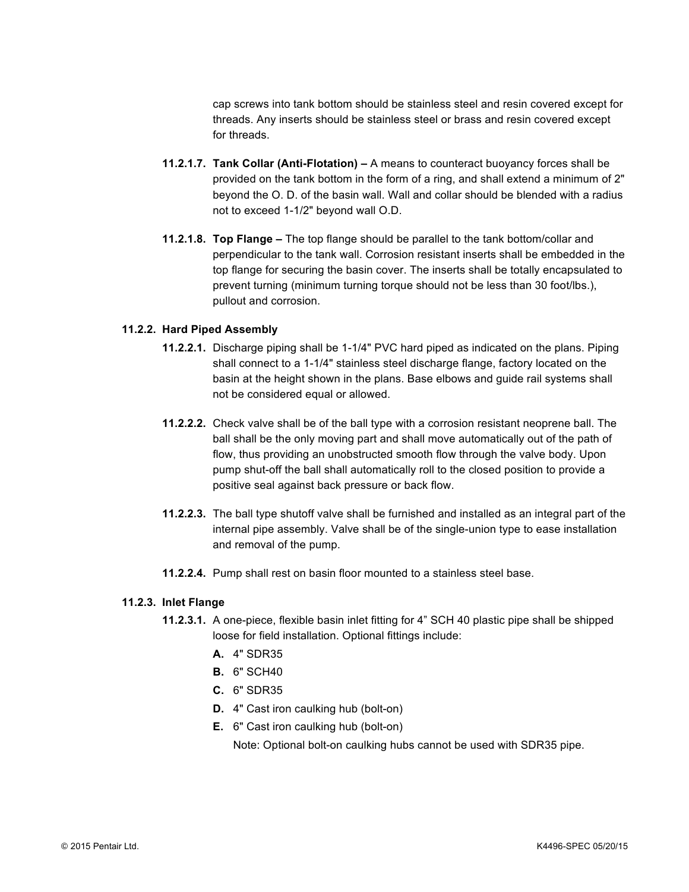cap screws into tank bottom should be stainless steel and resin covered except for threads. Any inserts should be stainless steel or brass and resin covered except for threads.

**11.2.1.7. Tank Collar (Anti-Flotation) –** A means to counteract buoyancy forces shall be provided on the tank bottom in the form of a ring, and shall extend a minimum of 2" beyond the O. D. of the basin wall. Wall and collar should be blended with a radius not to exceed 1-1/2" beyond wall O.D.

**11.2.1.8. Top Flange –** The top flange should be parallel to the tank bottom/collar and perpendicular to the tank wall. Corrosion resistant inserts shall be embedded in the top flange for securing the basin cover. The inserts shall be totally encapsulated to prevent turning (minimum turning torque should not be less than 30 foot/lbs.), pullout and corrosion.

### 11.2.2. Hard Piped Assembly

**11.2.2.1.** Discharge piping shall be 1-1/4" PVC hard piped as indicated on the plans. Piping shall connect to a 1-1/4" stainless steel discharge flange, factory located on the basin at the height shown in the plans. Base elbows and guide rail systems shall not be considered equal or allowed.

**11.2.2.2.** Check valve shall be of the ball type with a corrosion resistant neoprene ball. The ball shall be the only moving part and shall move automatically out of the path of flow, thus providing an unobstructed smooth flow through the valve body. Upon pump shut-off the ball shall automatically roll to the closed position to provide a positive seal against back pressure or back flow.

**11.2.2.3.** The ball type shutoff valve shall be furnished and installed as an integral part of the internal pipe assembly. Valve shall be of the single-union type to ease installation and removal of the pump.

**11.2.2.4.** Pump shall rest on basin floor mounted to a stainless steel base.

### 11.2.3. Inlet Flange

**11.2.3.1.** A one-piece, flexible basin inlet fitting for 4” SCH 40 plastic pipe shall be shipped loose for field installation. Optional fittings include:

- **A.** 4" SDR35
- **B.** 6" SCH40
- **C.** 6" SDR35
- **D.** 4" Cast iron caulking hub (bolt-on)
- **E.** 6" Cast iron caulking hub (bolt-on)

Note: Optional bolt-on caulking hubs cannot be used with SDR35 pipe.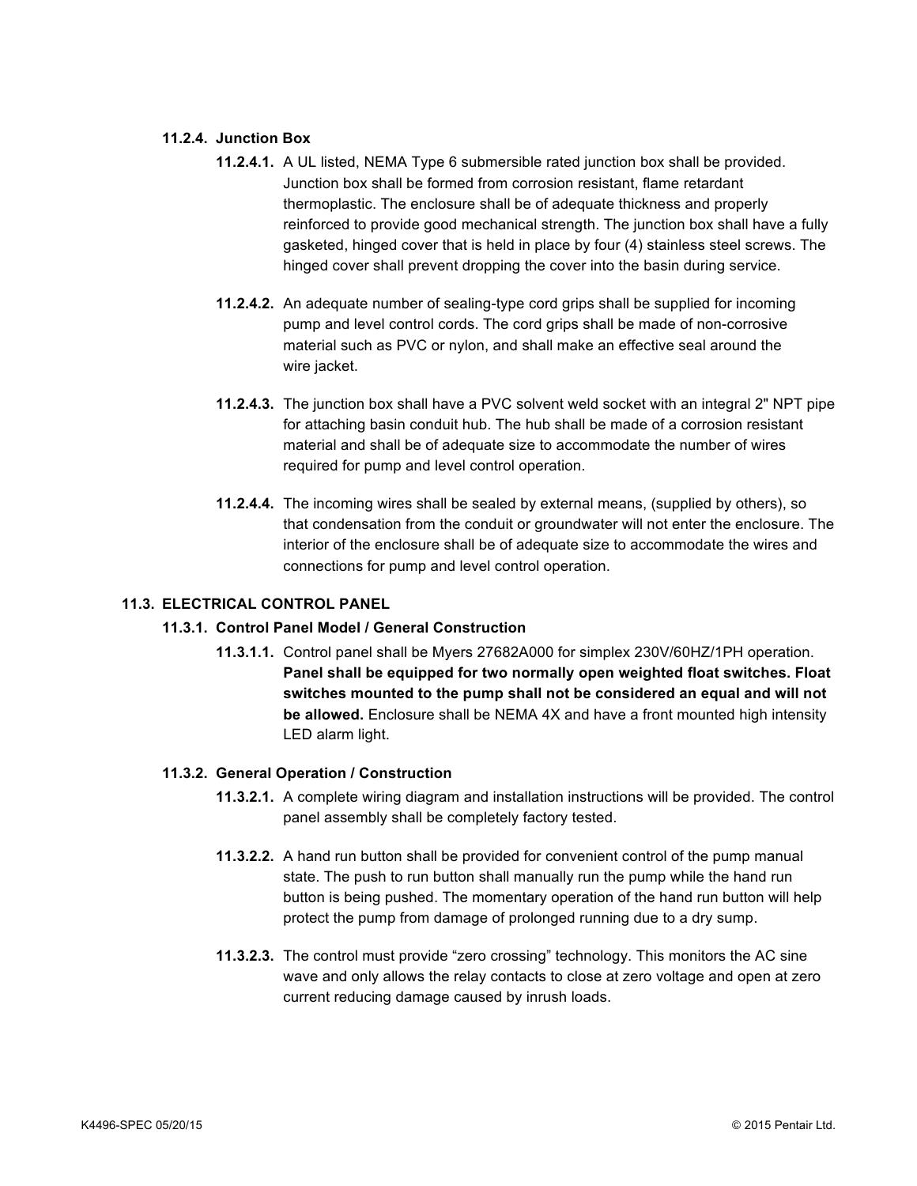#### 11.2.4. Junction Box

**11.2.4.1.** A UL listed, NEMA Type 6 submersible rated junction box shall be provided. Junction box shall be formed from corrosion resistant, flame retardant thermoplastic. The enclosure shall be of adequate thickness and properly reinforced to provide good mechanical strength. The junction box shall have a fully gasketed, hinged cover that is held in place by four (4) stainless steel screws. The hinged cover shall prevent dropping the cover into the basin during service.

**11.2.4.2.** An adequate number of sealing-type cord grips shall be supplied for incoming pump and level control cords. The cord grips shall be made of non-corrosive material such as PVC or nylon, and shall make an effective seal around the wire jacket.

**11.2.4.3.** The junction box shall have a PVC solvent weld socket with an integral 2" NPT pipe for attaching basin conduit hub. The hub shall be made of a corrosion resistant material and shall be of adequate size to accommodate the number of wires required for pump and level control operation.

**11.2.4.4.** The incoming wires shall be sealed by external means, (supplied by others), so that condensation from the conduit or groundwater will not enter the enclosure. The interior of the enclosure shall be of adequate size to accommodate the wires and connections for pump and level control operation.

### 11.3. ELECTRICAL CONTROL PANEL

#### 11.3.1. Control Panel Model / General Construction

**11.3.1.1.** Control panel shall be Myers 27682A000 for simplex 230V/60HZ/1PH operation. **Panel shall be equipped for two normally open weighted float switches. Float switches mounted to the pump shall not be considered an equal and will not be allowed.** Enclosure shall be NEMA 4X and have a front mounted high intensity LED alarm light.

#### 11.3.2. General Operation / Construction

**11.3.2.1.** A complete wiring diagram and installation instructions will be provided. The control panel assembly shall be completely factory tested.

**11.3.2.2.** A hand run button shall be provided for convenient control of the pump manual state. The push to run button shall manually run the pump while the hand run button is being pushed. The momentary operation of the hand run button will help protect the pump from damage of prolonged running due to a dry sump.

**11.3.2.3.** The control must provide "zero crossing" technology. This monitors the AC sine wave and only allows the relay contacts to close at zero voltage and open at zero current reducing damage caused by inrush loads.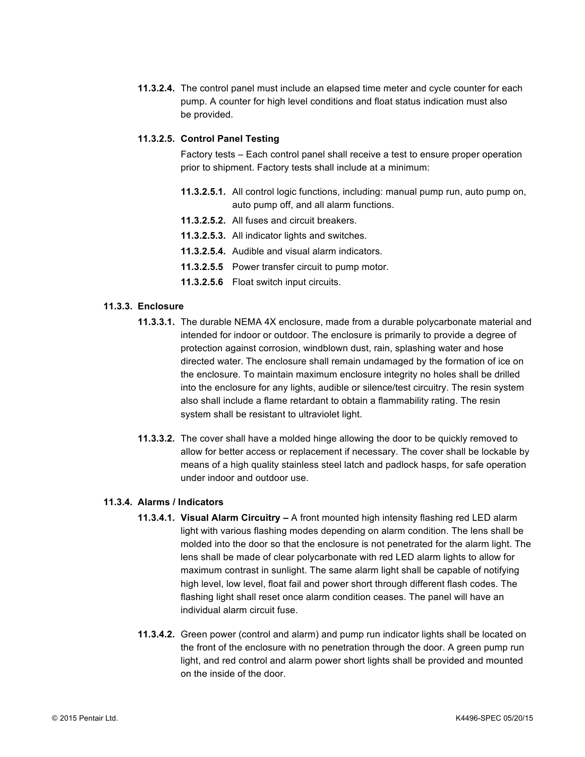**11.3.2.4.** The control panel must include an elapsed time meter and cycle counter for each pump. A counter for high level conditions and float status indication must also be provided.

**11.3.2.5. Control Panel Testing**

Factory tests – Each control panel shall receive a test to ensure proper operation prior to shipment. Factory tests shall include at a minimum:

- **11.3.2.5.1.** All control logic functions, including: manual pump run, auto pump on, auto pump off, and all alarm functions.
- **11.3.2.5.2.** All fuses and circuit breakers.
- **11.3.2.5.3.** All indicator lights and switches.
- **11.3.2.5.4.** Audible and visual alarm indicators.
- **11.3.2.5.5** Power transfer circuit to pump motor.
- **11.3.2.5.6** Float switch input circuits.

### 11.3.3. Enclosure

**11.3.3.1.** The durable NEMA 4X enclosure, made from a durable polycarbonate material and intended for indoor or outdoor. The enclosure is primarily to provide a degree of protection against corrosion, windblown dust, rain, splashing water and hose directed water. The enclosure shall remain undamaged by the formation of ice on the enclosure. To maintain maximum enclosure integrity no holes shall be drilled into the enclosure for any lights, audible or silence/test circuitry. The resin system also shall include a flame retardant to obtain a flammability rating. The resin system shall be resistant to ultraviolet light.

**11.3.3.2.** The cover shall have a molded hinge allowing the door to be quickly removed to allow for better access or replacement if necessary. The cover shall be lockable by means of a high quality stainless steel latch and padlock hasps, for safe operation under indoor and outdoor use.

### 11.3.4. Alarms / Indicators

**11.3.4.1. Visual Alarm Circuitry –** A front mounted high intensity flashing red LED alarm light with various flashing modes depending on alarm condition. The lens shall be molded into the door so that the enclosure is not penetrated for the alarm light. The lens shall be made of clear polycarbonate with red LED alarm lights to allow for maximum contrast in sunlight. The same alarm light shall be capable of notifying high level, low level, float fail and power short through different flash codes. The flashing light shall reset once alarm condition ceases. The panel will have an individual alarm circuit fuse.

**11.3.4.2.** Green power (control and alarm) and pump run indicator lights shall be located on the front of the enclosure with no penetration through the door. A green pump run light, and red control and alarm power short lights shall be provided and mounted on the inside of the door.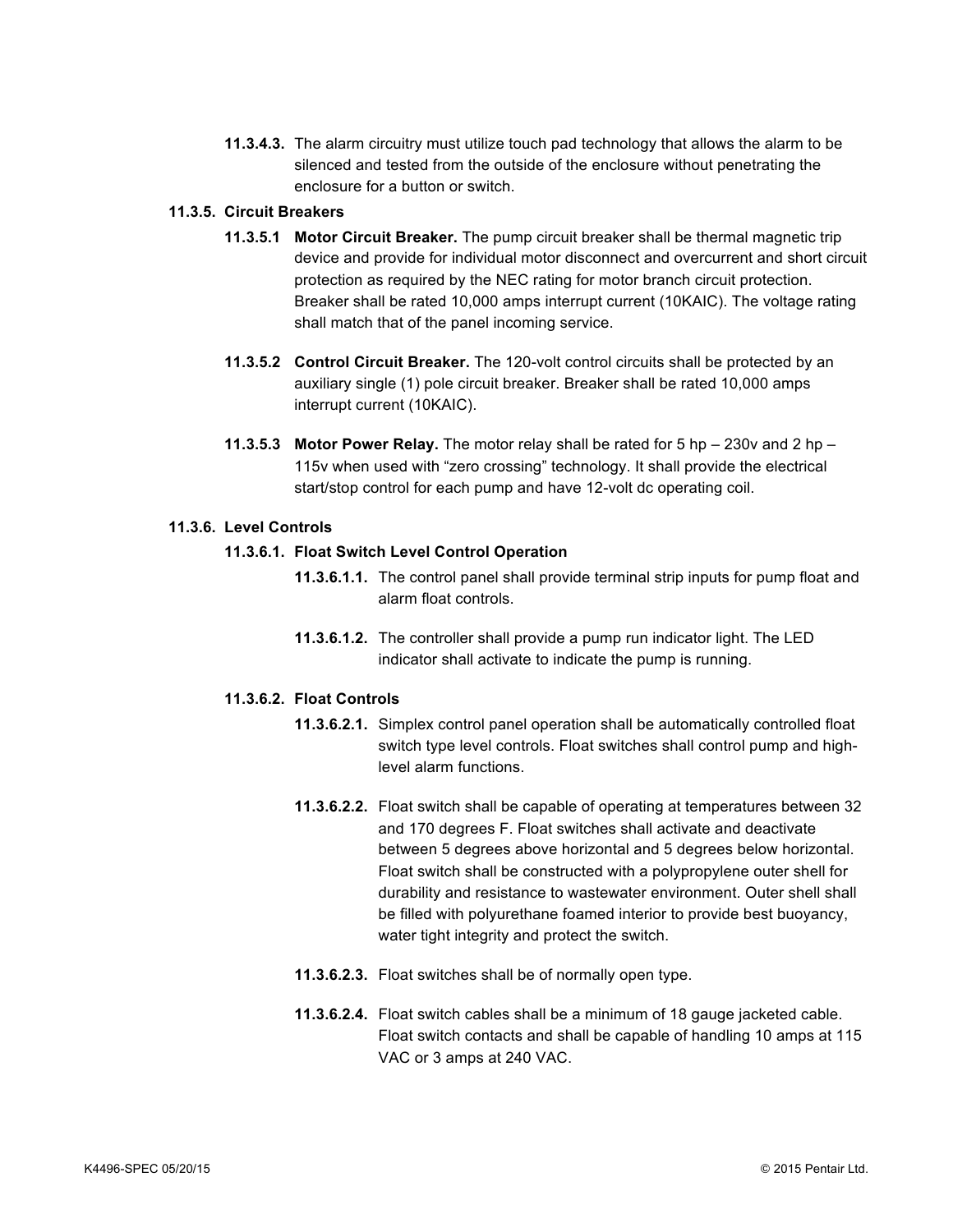**11.3.4.3.** The alarm circuitry must utilize touch pad technology that allows the alarm to be silenced and tested from the outside of the enclosure without penetrating the enclosure for a button or switch.

**11.3.5. Circuit Breakers**

**11.3.5.1 Motor Circuit Breaker.** The pump circuit breaker shall be thermal magnetic trip device and provide for individual motor disconnect and overcurrent and short circuit protection as required by the NEC rating for motor branch circuit protection. Breaker shall be rated 10,000 amps interrupt current (10KAIC). The voltage rating shall match that of the panel incoming service.

**11.3.5.2 Control Circuit Breaker.** The 120-volt control circuits shall be protected by an auxiliary single (1) pole circuit breaker. Breaker shall be rated 10,000 amps interrupt current (10KAIC).

**11.3.5.3 Motor Power Relay.** The motor relay shall be rated for 5 hp – 230v and 2 hp – 115v when used with "zero crossing" technology. It shall provide the electrical start/stop control for each pump and have 12-volt dc operating coil.

**11.3.6. Level Controls**

**11.3.6.1. Float Switch Level Control Operation**

**11.3.6.1.1.** The control panel shall provide terminal strip inputs for pump float and alarm float controls.

**11.3.6.1.2.** The controller shall provide a pump run indicator light. The LED indicator shall activate to indicate the pump is running.

**11.3.6.2. Float Controls**

**11.3.6.2.1.** Simplex control panel operation shall be automatically controlled float switch type level controls. Float switches shall control pump and high-level alarm functions.

**11.3.6.2.2.** Float switch shall be capable of operating at temperatures between 32 and 170 degrees F. Float switches shall activate and deactivate between 5 degrees above horizontal and 5 degrees below horizontal. Float switch shall be constructed with a polypropylene outer shell for durability and resistance to wastewater environment. Outer shell shall be filled with polyurethane foamed interior to provide best buoyancy, water tight integrity and protect the switch.

**11.3.6.2.3.** Float switches shall be of normally open type.

**11.3.6.2.4.** Float switch cables shall be a minimum of 18 gauge jacketed cable. Float switch contacts and shall be capable of handling 10 amps at 115 VAC or 3 amps at 240 VAC.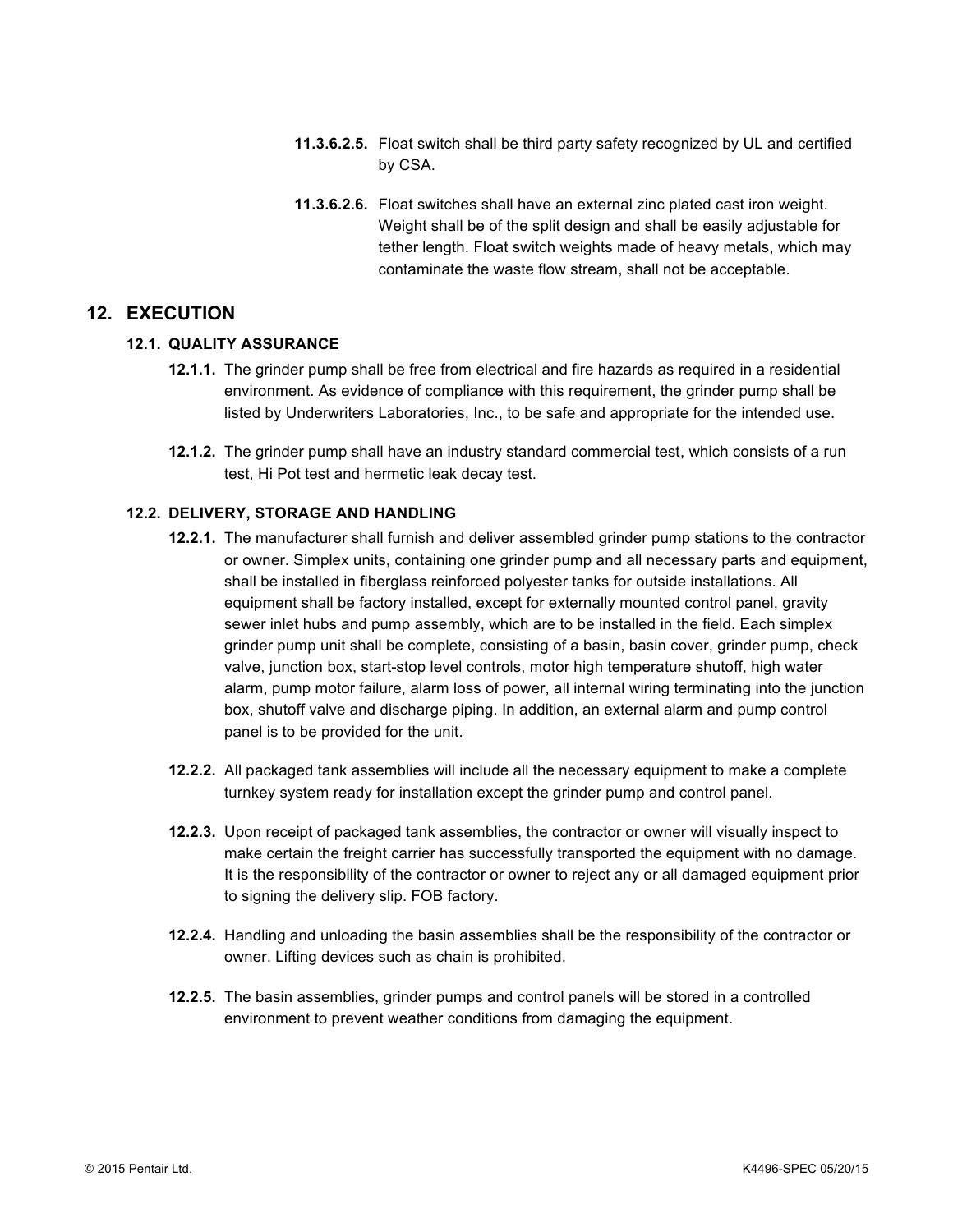**11.3.6.2.5.** Float switch shall be third party safety recognized by UL and certified by CSA.

**11.3.6.2.6.** Float switches shall have an external zinc plated cast iron weight. Weight shall be of the split design and shall be easily adjustable for tether length. Float switch weights made of heavy metals, which may contaminate the waste flow stream, shall not be acceptable.

## 12. EXECUTION

### 12.1. QUALITY ASSURANCE

**12.1.1.** The grinder pump shall be free from electrical and fire hazards as required in a residential environment. As evidence of compliance with this requirement, the grinder pump shall be listed by Underwriters Laboratories, Inc., to be safe and appropriate for the intended use.

**12.1.2.** The grinder pump shall have an industry standard commercial test, which consists of a run test, Hi Pot test and hermetic leak decay test.

### 12.2. DELIVERY, STORAGE AND HANDLING

**12.2.1.** The manufacturer shall furnish and deliver assembled grinder pump stations to the contractor or owner. Simplex units, containing one grinder pump and all necessary parts and equipment, shall be installed in fiberglass reinforced polyester tanks for outside installations. All equipment shall be factory installed, except for externally mounted control panel, gravity sewer inlet hubs and pump assembly, which are to be installed in the field. Each simplex grinder pump unit shall be complete, consisting of a basin, basin cover, grinder pump, check valve, junction box, start-stop level controls, motor high temperature shutoff, high water alarm, pump motor failure, alarm loss of power, all internal wiring terminating into the junction box, shutoff valve and discharge piping. In addition, an external alarm and pump control panel is to be provided for the unit.

**12.2.2.** All packaged tank assemblies will include all the necessary equipment to make a complete turnkey system ready for installation except the grinder pump and control panel.

**12.2.3.** Upon receipt of packaged tank assemblies, the contractor or owner will visually inspect to make certain the freight carrier has successfully transported the equipment with no damage. It is the responsibility of the contractor or owner to reject any or all damaged equipment prior to signing the delivery slip. FOB factory.

**12.2.4.** Handling and unloading the basin assemblies shall be the responsibility of the contractor or owner. Lifting devices such as chain is prohibited.

**12.2.5.** The basin assemblies, grinder pumps and control panels will be stored in a controlled environment to prevent weather conditions from damaging the equipment.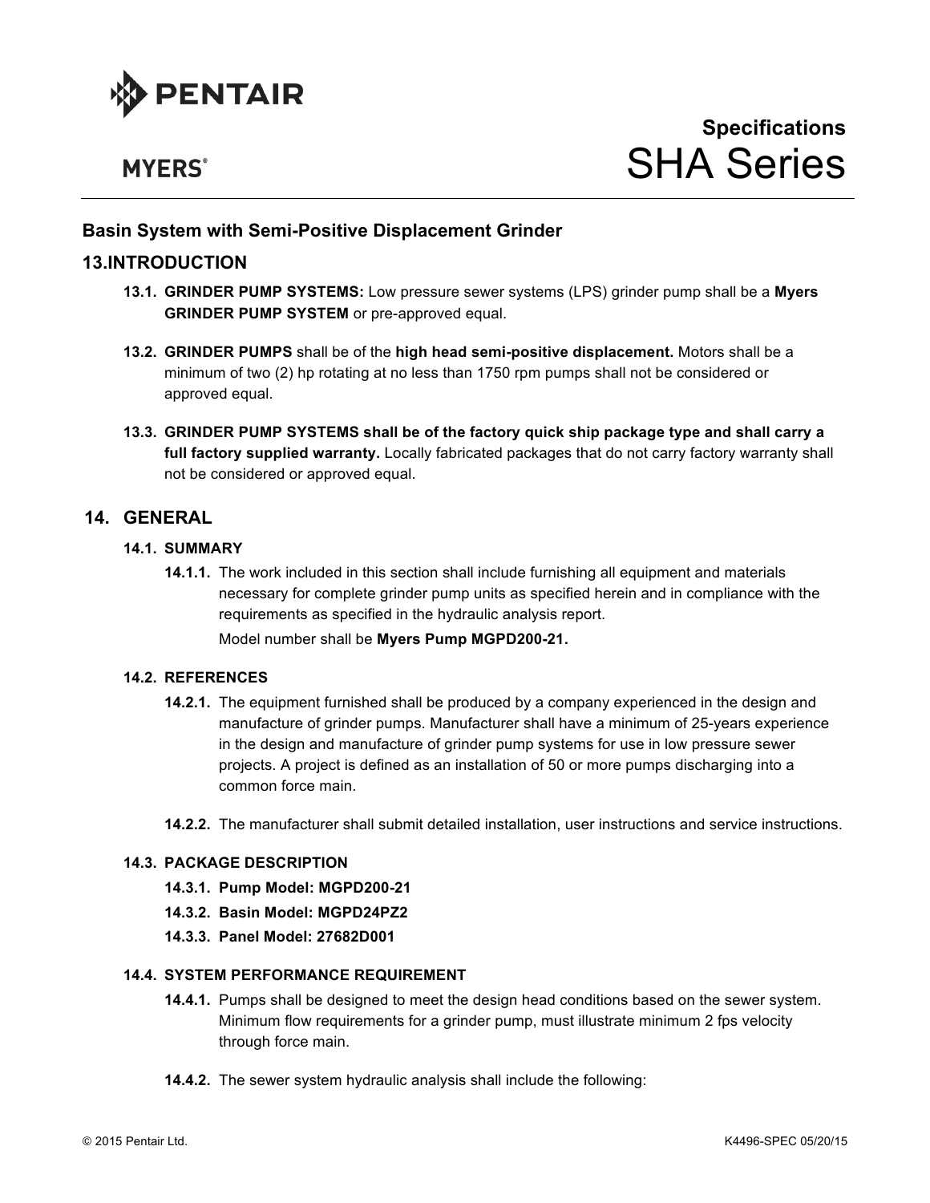PENTAIR

MYERS®

**Specifications**

# SHA Series

## Basin System with Semi-Positive Displacement Grinder

## 13.INTRODUCTION

**13.1. GRINDER PUMP SYSTEMS:** Low pressure sewer systems (LPS) grinder pump shall be a **Myers GRINDER PUMP SYSTEM** or pre-approved equal.

**13.2. GRINDER PUMPS** shall be of the **high head semi-positive displacement.** Motors shall be a minimum of two (2) hp rotating at no less than 1750 rpm pumps shall not be considered or approved equal.

**13.3. GRINDER PUMP SYSTEMS shall be of the factory quick ship package type and shall carry a full factory supplied warranty.** Locally fabricated packages that do not carry factory warranty shall not be considered or approved equal.

## 14. GENERAL

### 14.1. SUMMARY

**14.1.1.** The work included in this section shall include furnishing all equipment and materials necessary for complete grinder pump units as specified herein and in compliance with the requirements as specified in the hydraulic analysis report.

Model number shall be **Myers Pump MGPD200-21.**

### 14.2. REFERENCES

**14.2.1.** The equipment furnished shall be produced by a company experienced in the design and manufacture of grinder pumps. Manufacturer shall have a minimum of 25-years experience in the design and manufacture of grinder pump systems for use in low pressure sewer projects. A project is defined as an installation of 50 or more pumps discharging into a common force main.

**14.2.2.** The manufacturer shall submit detailed installation, user instructions and service instructions.

### 14.3. PACKAGE DESCRIPTION

**14.3.1. Pump Model: MGPD200-21**

**14.3.2. Basin Model: MGPD24PZ2**

**14.3.3. Panel Model: 27682D001**

### 14.4. SYSTEM PERFORMANCE REQUIREMENT

**14.4.1.** Pumps shall be designed to meet the design head conditions based on the sewer system. Minimum flow requirements for a grinder pump, must illustrate minimum 2 fps velocity through force main.

**14.4.2.** The sewer system hydraulic analysis shall include the following: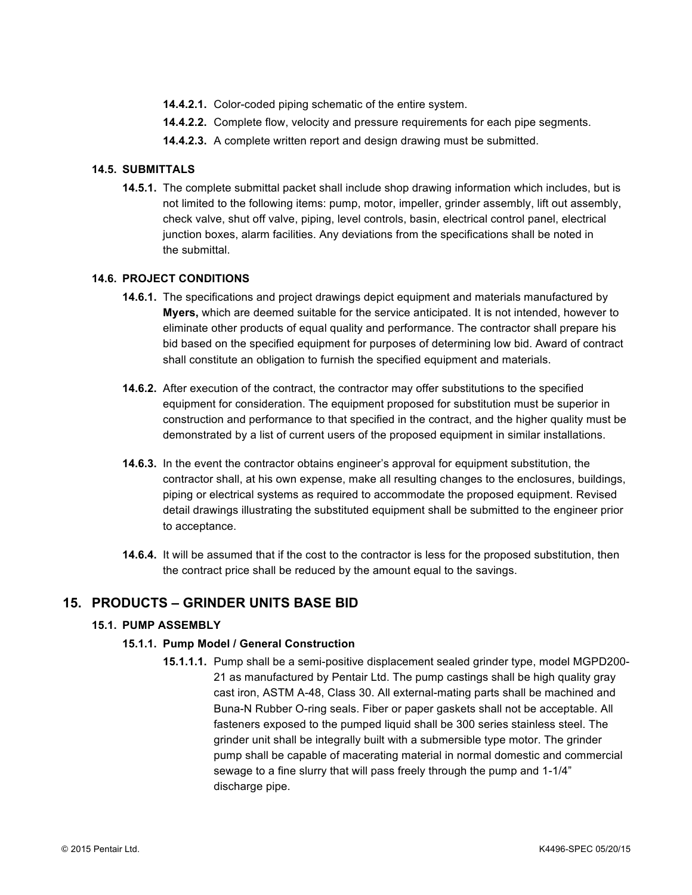**14.4.2.1.** Color-coded piping schematic of the entire system.

**14.4.2.2.** Complete flow, velocity and pressure requirements for each pipe segments.

**14.4.2.3.** A complete written report and design drawing must be submitted.

### 14.5. SUBMITTALS

**14.5.1.** The complete submittal packet shall include shop drawing information which includes, but is not limited to the following items: pump, motor, impeller, grinder assembly, lift out assembly, check valve, shut off valve, piping, level controls, basin, electrical control panel, electrical junction boxes, alarm facilities. Any deviations from the specifications shall be noted in the submittal.

### 14.6. PROJECT CONDITIONS

**14.6.1.** The specifications and project drawings depict equipment and materials manufactured by **Myers,** which are deemed suitable for the service anticipated. It is not intended, however to eliminate other products of equal quality and performance. The contractor shall prepare his bid based on the specified equipment for purposes of determining low bid. Award of contract shall constitute an obligation to furnish the specified equipment and materials.

**14.6.2.** After execution of the contract, the contractor may offer substitutions to the specified equipment for consideration. The equipment proposed for substitution must be superior in construction and performance to that specified in the contract, and the higher quality must be demonstrated by a list of current users of the proposed equipment in similar installations.

**14.6.3.** In the event the contractor obtains engineer's approval for equipment substitution, the contractor shall, at his own expense, make all resulting changes to the enclosures, buildings, piping or electrical systems as required to accommodate the proposed equipment. Revised detail drawings illustrating the substituted equipment shall be submitted to the engineer prior to acceptance.

**14.6.4.** It will be assumed that if the cost to the contractor is less for the proposed substitution, then the contract price shall be reduced by the amount equal to the savings.

## 15. PRODUCTS – GRINDER UNITS BASE BID

### 15.1. PUMP ASSEMBLY

#### 15.1.1. Pump Model / General Construction

**15.1.1.1.** Pump shall be a semi-positive displacement sealed grinder type, model MGPD200-21 as manufactured by Pentair Ltd. The pump castings shall be high quality gray cast iron, ASTM A-48, Class 30. All external-mating parts shall be machined and Buna-N Rubber O-ring seals. Fiber or paper gaskets shall not be acceptable. All fasteners exposed to the pumped liquid shall be 300 series stainless steel. The grinder unit shall be integrally built with a submersible type motor. The grinder pump shall be capable of macerating material in normal domestic and commercial sewage to a fine slurry that will pass freely through the pump and 1-1/4" discharge pipe.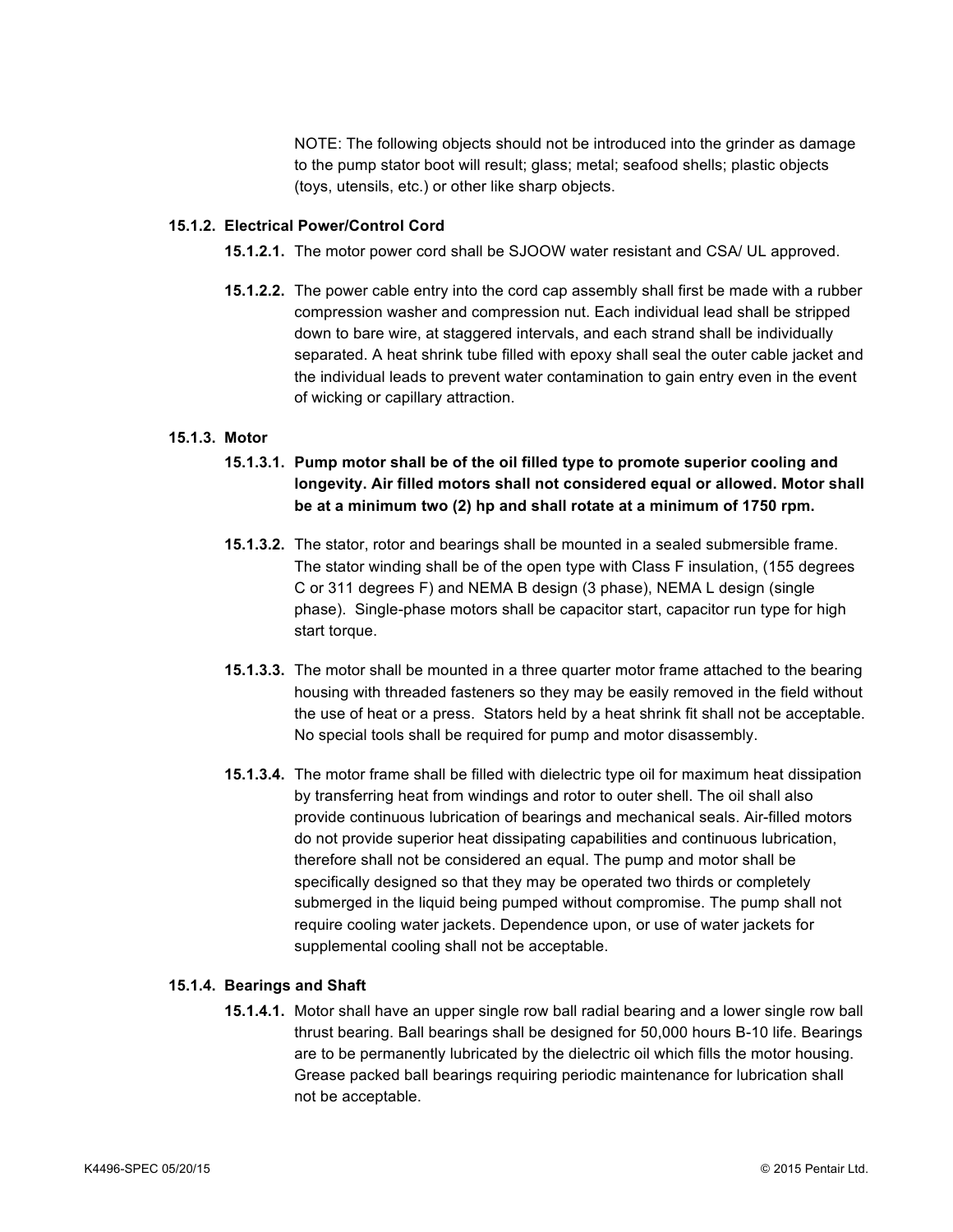NOTE: The following objects should not be introduced into the grinder as damage to the pump stator boot will result; glass; metal; seafood shells; plastic objects (toys, utensils, etc.) or other like sharp objects.

#### 15.1.2. Electrical Power/Control Cord

**15.1.2.1.** The motor power cord shall be SJOOW water resistant and CSA/ UL approved.

**15.1.2.2.** The power cable entry into the cord cap assembly shall first be made with a rubber compression washer and compression nut. Each individual lead shall be stripped down to bare wire, at staggered intervals, and each strand shall be individually separated. A heat shrink tube filled with epoxy shall seal the outer cable jacket and the individual leads to prevent water contamination to gain entry even in the event of wicking or capillary attraction.

#### 15.1.3. Motor

**15.1.3.1. Pump motor shall be of the oil filled type to promote superior cooling and longevity. Air filled motors shall not considered equal or allowed. Motor shall be at a minimum two (2) hp and shall rotate at a minimum of 1750 rpm.**

**15.1.3.2.** The stator, rotor and bearings shall be mounted in a sealed submersible frame. The stator winding shall be of the open type with Class F insulation, (155 degrees C or 311 degrees F) and NEMA B design (3 phase), NEMA L design (single phase). Single-phase motors shall be capacitor start, capacitor run type for high start torque.

**15.1.3.3.** The motor shall be mounted in a three quarter motor frame attached to the bearing housing with threaded fasteners so they may be easily removed in the field without the use of heat or a press. Stators held by a heat shrink fit shall not be acceptable. No special tools shall be required for pump and motor disassembly.

**15.1.3.4.** The motor frame shall be filled with dielectric type oil for maximum heat dissipation by transferring heat from windings and rotor to outer shell. The oil shall also provide continuous lubrication of bearings and mechanical seals. Air-filled motors do not provide superior heat dissipating capabilities and continuous lubrication, therefore shall not be considered an equal. The pump and motor shall be specifically designed so that they may be operated two thirds or completely submerged in the liquid being pumped without compromise. The pump shall not require cooling water jackets. Dependence upon, or use of water jackets for supplemental cooling shall not be acceptable.

#### 15.1.4. Bearings and Shaft

**15.1.4.1.** Motor shall have an upper single row ball radial bearing and a lower single row ball thrust bearing. Ball bearings shall be designed for 50,000 hours B-10 life. Bearings are to be permanently lubricated by the dielectric oil which fills the motor housing. Grease packed ball bearings requiring periodic maintenance for lubrication shall not be acceptable.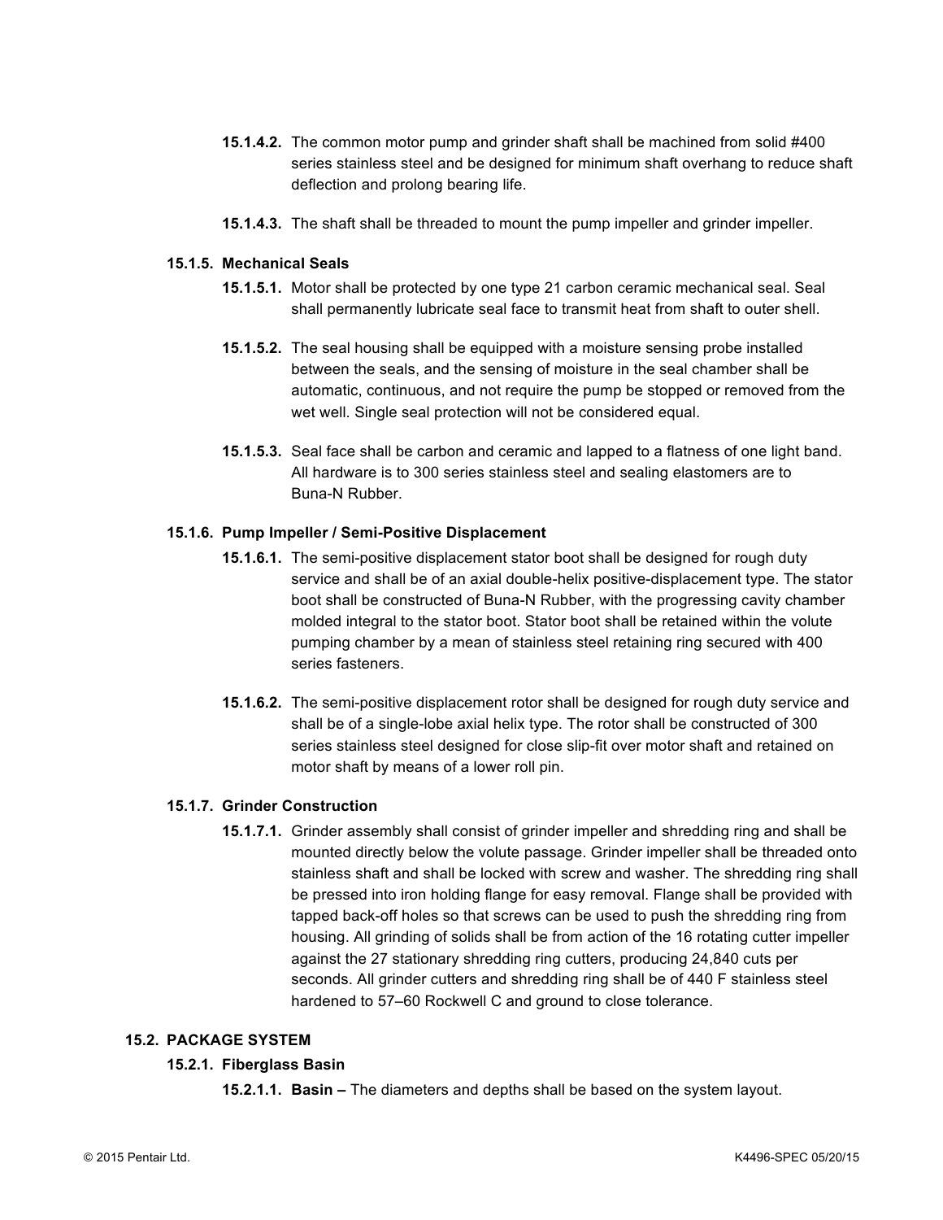**15.1.4.2.** The common motor pump and grinder shaft shall be machined from solid #400 series stainless steel and be designed for minimum shaft overhang to reduce shaft deflection and prolong bearing life.

**15.1.4.3.** The shaft shall be threaded to mount the pump impeller and grinder impeller.

### 15.1.5. Mechanical Seals

**15.1.5.1.** Motor shall be protected by one type 21 carbon ceramic mechanical seal. Seal shall permanently lubricate seal face to transmit heat from shaft to outer shell.

**15.1.5.2.** The seal housing shall be equipped with a moisture sensing probe installed between the seals, and the sensing of moisture in the seal chamber shall be automatic, continuous, and not require the pump be stopped or removed from the wet well. Single seal protection will not be considered equal.

**15.1.5.3.** Seal face shall be carbon and ceramic and lapped to a flatness of one light band. All hardware is to 300 series stainless steel and sealing elastomers are to Buna-N Rubber.

### 15.1.6. Pump Impeller / Semi-Positive Displacement

**15.1.6.1.** The semi-positive displacement stator boot shall be designed for rough duty service and shall be of an axial double-helix positive-displacement type. The stator boot shall be constructed of Buna-N Rubber, with the progressing cavity chamber molded integral to the stator boot. Stator boot shall be retained within the volute pumping chamber by a mean of stainless steel retaining ring secured with 400 series fasteners.

**15.1.6.2.** The semi-positive displacement rotor shall be designed for rough duty service and shall be of a single-lobe axial helix type. The rotor shall be constructed of 300 series stainless steel designed for close slip-fit over motor shaft and retained on motor shaft by means of a lower roll pin.

### 15.1.7. Grinder Construction

**15.1.7.1.** Grinder assembly shall consist of grinder impeller and shredding ring and shall be mounted directly below the volute passage. Grinder impeller shall be threaded onto stainless shaft and shall be locked with screw and washer. The shredding ring shall be pressed into iron holding flange for easy removal. Flange shall be provided with tapped back-off holes so that screws can be used to push the shredding ring from housing. All grinding of solids shall be from action of the 16 rotating cutter impeller against the 27 stationary shredding ring cutters, producing 24,840 cuts per seconds. All grinder cutters and shredding ring shall be of 440 F stainless steel hardened to 57–60 Rockwell C and ground to close tolerance.

## 15.2. PACKAGE SYSTEM

### 15.2.1. Fiberglass Basin

**15.2.1.1. Basin –** The diameters and depths shall be based on the system layout.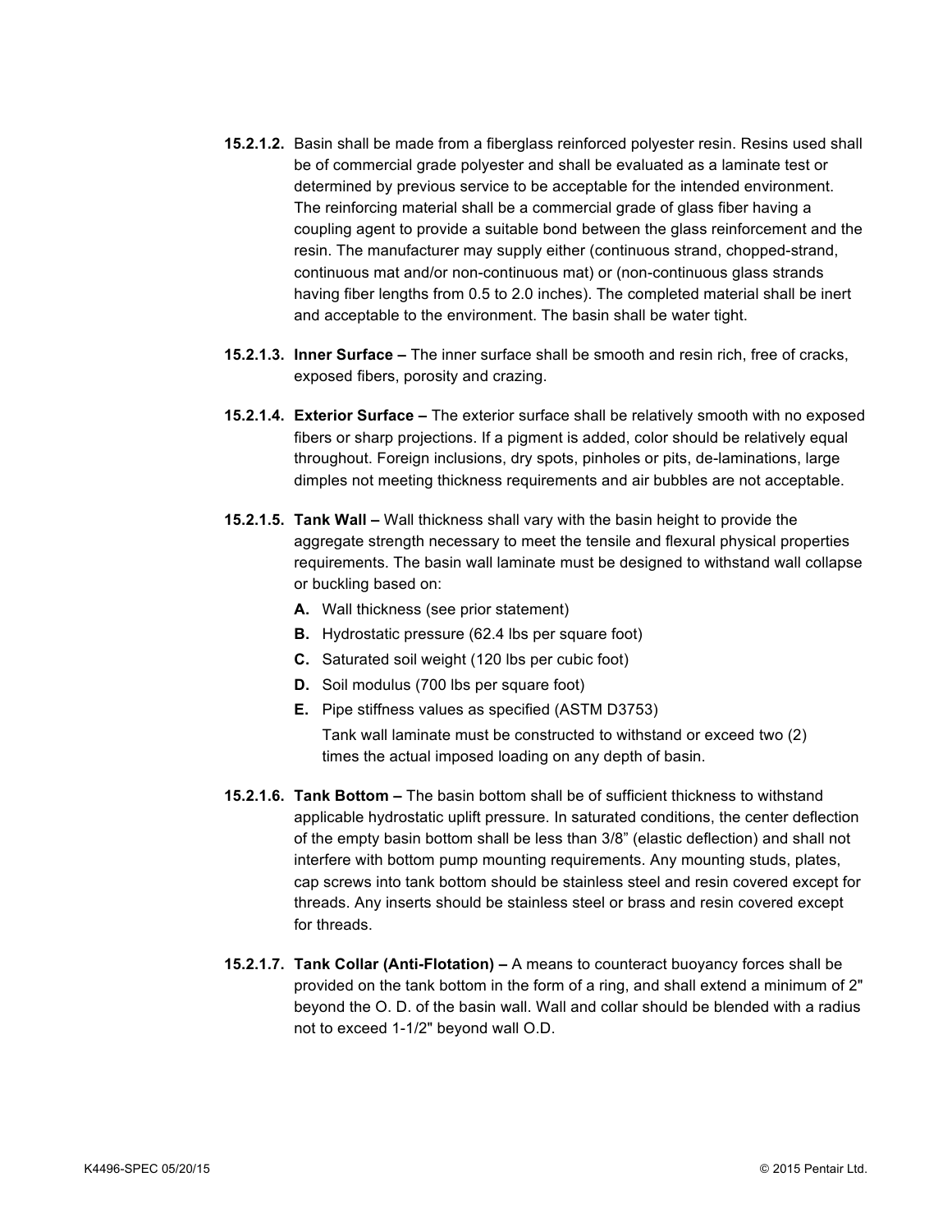**15.2.1.2.** Basin shall be made from a fiberglass reinforced polyester resin. Resins used shall be of commercial grade polyester and shall be evaluated as a laminate test or determined by previous service to be acceptable for the intended environment. The reinforcing material shall be a commercial grade of glass fiber having a coupling agent to provide a suitable bond between the glass reinforcement and the resin. The manufacturer may supply either (continuous strand, chopped-strand, continuous mat and/or non-continuous mat) or (non-continuous glass strands having fiber lengths from 0.5 to 2.0 inches). The completed material shall be inert and acceptable to the environment. The basin shall be water tight.

**15.2.1.3. Inner Surface –** The inner surface shall be smooth and resin rich, free of cracks, exposed fibers, porosity and crazing.

**15.2.1.4. Exterior Surface –** The exterior surface shall be relatively smooth with no exposed fibers or sharp projections. If a pigment is added, color should be relatively equal throughout. Foreign inclusions, dry spots, pinholes or pits, de-laminations, large dimples not meeting thickness requirements and air bubbles are not acceptable.

**15.2.1.5. Tank Wall –** Wall thickness shall vary with the basin height to provide the aggregate strength necessary to meet the tensile and flexural physical properties requirements. The basin wall laminate must be designed to withstand wall collapse or buckling based on:

- **A.** Wall thickness (see prior statement)
- **B.** Hydrostatic pressure (62.4 lbs per square foot)
- **C.** Saturated soil weight (120 lbs per cubic foot)
- **D.** Soil modulus (700 lbs per square foot)
- **E.** Pipe stiffness values as specified (ASTM D3753)

  Tank wall laminate must be constructed to withstand or exceed two (2) times the actual imposed loading on any depth of basin.

**15.2.1.6. Tank Bottom –** The basin bottom shall be of sufficient thickness to withstand applicable hydrostatic uplift pressure. In saturated conditions, the center deflection of the empty basin bottom shall be less than 3/8” (elastic deflection) and shall not interfere with bottom pump mounting requirements. Any mounting studs, plates, cap screws into tank bottom should be stainless steel and resin covered except for threads. Any inserts should be stainless steel or brass and resin covered except for threads.

**15.2.1.7. Tank Collar (Anti-Flotation) –** A means to counteract buoyancy forces shall be provided on the tank bottom in the form of a ring, and shall extend a minimum of 2" beyond the O. D. of the basin wall. Wall and collar should be blended with a radius not to exceed 1-1/2" beyond wall O.D.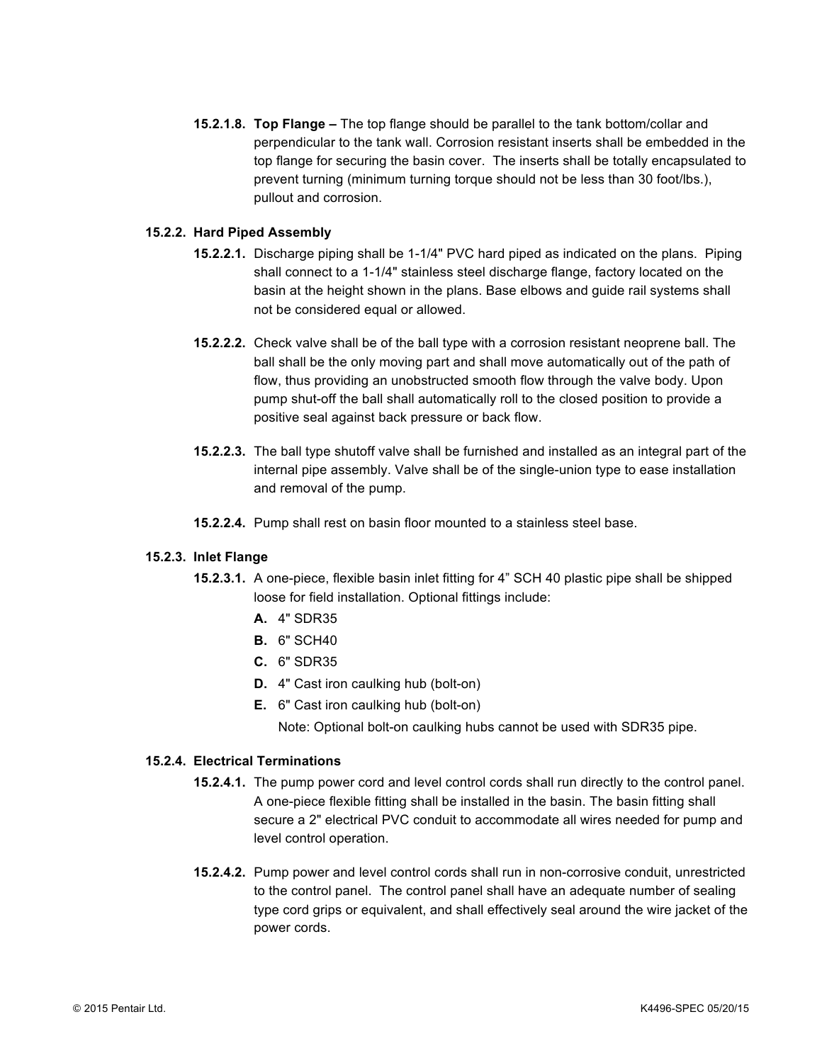**15.2.1.8. Top Flange –** The top flange should be parallel to the tank bottom/collar and perpendicular to the tank wall. Corrosion resistant inserts shall be embedded in the top flange for securing the basin cover. The inserts shall be totally encapsulated to prevent turning (minimum turning torque should not be less than 30 foot/lbs.), pullout and corrosion.

### 15.2.2. Hard Piped Assembly

**15.2.2.1.** Discharge piping shall be 1-1/4" PVC hard piped as indicated on the plans. Piping shall connect to a 1-1/4" stainless steel discharge flange, factory located on the basin at the height shown in the plans. Base elbows and guide rail systems shall not be considered equal or allowed.

**15.2.2.2.** Check valve shall be of the ball type with a corrosion resistant neoprene ball. The ball shall be the only moving part and shall move automatically out of the path of flow, thus providing an unobstructed smooth flow through the valve body. Upon pump shut-off the ball shall automatically roll to the closed position to provide a positive seal against back pressure or back flow.

**15.2.2.3.** The ball type shutoff valve shall be furnished and installed as an integral part of the internal pipe assembly. Valve shall be of the single-union type to ease installation and removal of the pump.

**15.2.2.4.** Pump shall rest on basin floor mounted to a stainless steel base.

### 15.2.3. Inlet Flange

**15.2.3.1.** A one-piece, flexible basin inlet fitting for 4" SCH 40 plastic pipe shall be shipped loose for field installation. Optional fittings include:

- **A.** 4" SDR35
- **B.** 6" SCH40
- **C.** 6" SDR35
- **D.** 4" Cast iron caulking hub (bolt-on)
- **E.** 6" Cast iron caulking hub (bolt-on)

Note: Optional bolt-on caulking hubs cannot be used with SDR35 pipe.

### 15.2.4. Electrical Terminations

**15.2.4.1.** The pump power cord and level control cords shall run directly to the control panel. A one-piece flexible fitting shall be installed in the basin. The basin fitting shall secure a 2" electrical PVC conduit to accommodate all wires needed for pump and level control operation.

**15.2.4.2.** Pump power and level control cords shall run in non-corrosive conduit, unrestricted to the control panel. The control panel shall have an adequate number of sealing type cord grips or equivalent, and shall effectively seal around the wire jacket of the power cords.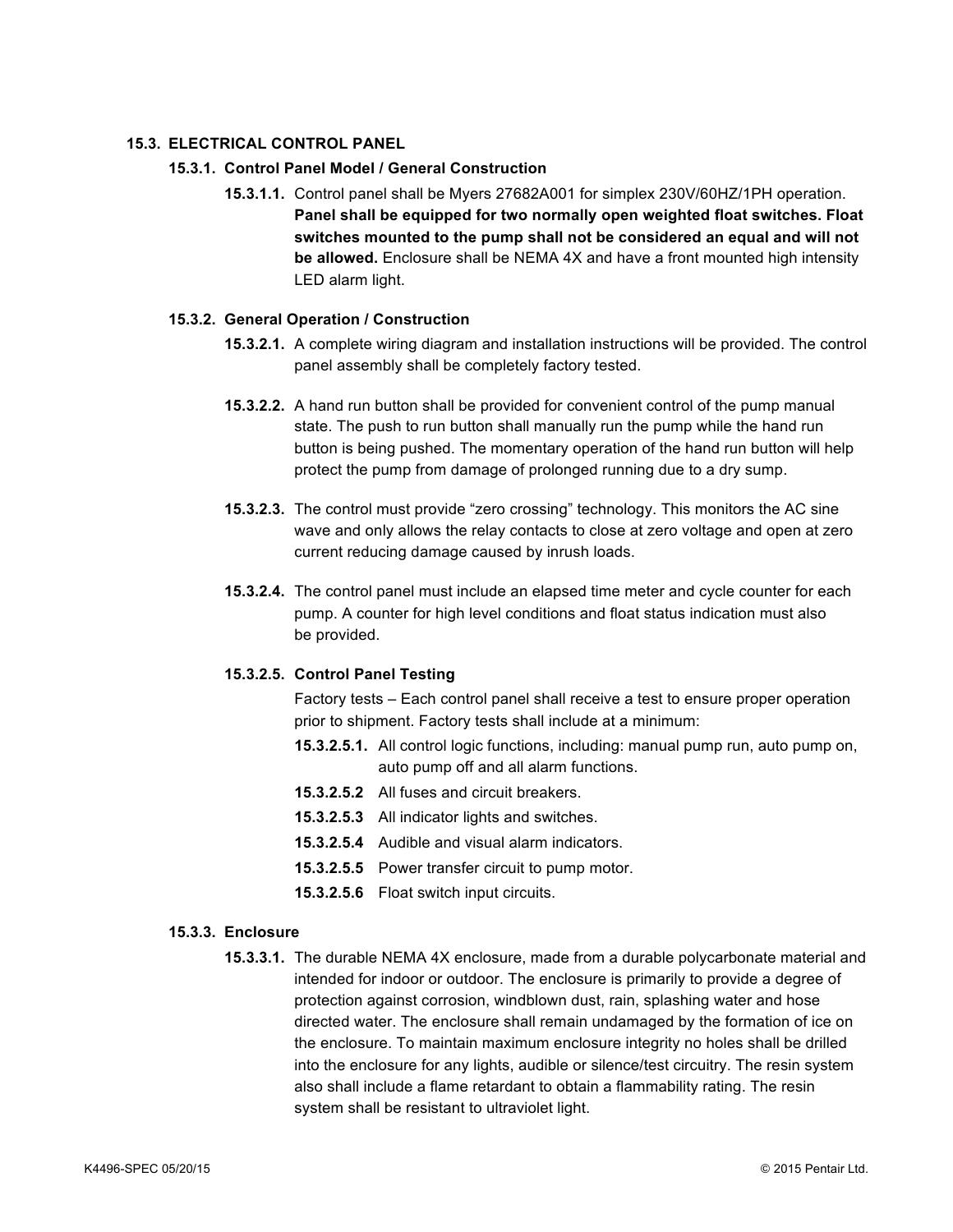## 15.3. ELECTRICAL CONTROL PANEL

### 15.3.1. Control Panel Model / General Construction

**15.3.1.1.** Control panel shall be Myers 27682A001 for simplex 230V/60HZ/1PH operation. **Panel shall be equipped for two normally open weighted float switches. Float switches mounted to the pump shall not be considered an equal and will not be allowed.** Enclosure shall be NEMA 4X and have a front mounted high intensity LED alarm light.

### 15.3.2. General Operation / Construction

**15.3.2.1.** A complete wiring diagram and installation instructions will be provided. The control panel assembly shall be completely factory tested.

**15.3.2.2.** A hand run button shall be provided for convenient control of the pump manual state. The push to run button shall manually run the pump while the hand run button is being pushed. The momentary operation of the hand run button will help protect the pump from damage of prolonged running due to a dry sump.

**15.3.2.3.** The control must provide "zero crossing" technology. This monitors the AC sine wave and only allows the relay contacts to close at zero voltage and open at zero current reducing damage caused by inrush loads.

**15.3.2.4.** The control panel must include an elapsed time meter and cycle counter for each pump. A counter for high level conditions and float status indication must also be provided.

**15.3.2.5. Control Panel Testing**

Factory tests – Each control panel shall receive a test to ensure proper operation prior to shipment. Factory tests shall include at a minimum:

- **15.3.2.5.1.** All control logic functions, including: manual pump run, auto pump on, auto pump off and all alarm functions.
- **15.3.2.5.2** All fuses and circuit breakers.
- **15.3.2.5.3** All indicator lights and switches.
- **15.3.2.5.4** Audible and visual alarm indicators.
- **15.3.2.5.5** Power transfer circuit to pump motor.
- **15.3.2.5.6** Float switch input circuits.

### 15.3.3. Enclosure

**15.3.3.1.** The durable NEMA 4X enclosure, made from a durable polycarbonate material and intended for indoor or outdoor. The enclosure is primarily to provide a degree of protection against corrosion, windblown dust, rain, splashing water and hose directed water. The enclosure shall remain undamaged by the formation of ice on the enclosure. To maintain maximum enclosure integrity no holes shall be drilled into the enclosure for any lights, audible or silence/test circuitry. The resin system also shall include a flame retardant to obtain a flammability rating. The resin system shall be resistant to ultraviolet light.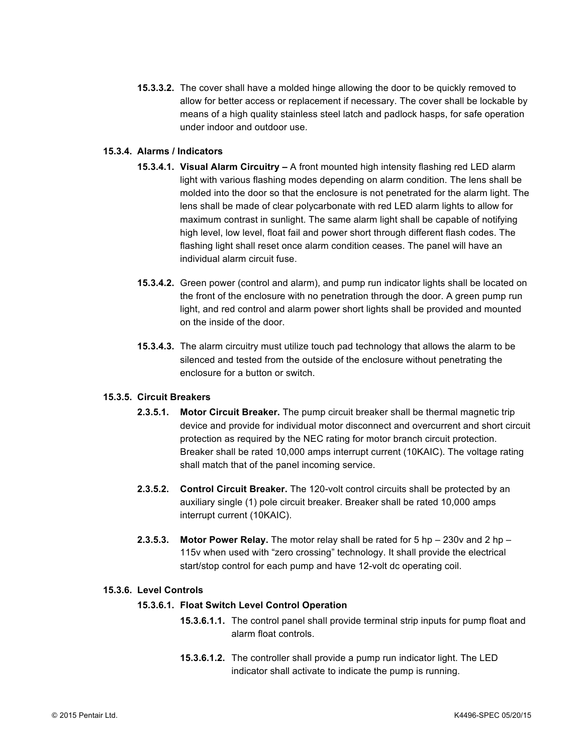**15.3.3.2.** The cover shall have a molded hinge allowing the door to be quickly removed to allow for better access or replacement if necessary. The cover shall be lockable by means of a high quality stainless steel latch and padlock hasps, for safe operation under indoor and outdoor use.

#### 15.3.4. Alarms / Indicators

**15.3.4.1. Visual Alarm Circuitry –** A front mounted high intensity flashing red LED alarm light with various flashing modes depending on alarm condition. The lens shall be molded into the door so that the enclosure is not penetrated for the alarm light. The lens shall be made of clear polycarbonate with red LED alarm lights to allow for maximum contrast in sunlight. The same alarm light shall be capable of notifying high level, low level, float fail and power short through different flash codes. The flashing light shall reset once alarm condition ceases. The panel will have an individual alarm circuit fuse.

**15.3.4.2.** Green power (control and alarm), and pump run indicator lights shall be located on the front of the enclosure with no penetration through the door. A green pump run light, and red control and alarm power short lights shall be provided and mounted on the inside of the door.

**15.3.4.3.** The alarm circuitry must utilize touch pad technology that allows the alarm to be silenced and tested from the outside of the enclosure without penetrating the enclosure for a button or switch.

#### 15.3.5. Circuit Breakers

**2.3.5.1. Motor Circuit Breaker.** The pump circuit breaker shall be thermal magnetic trip device and provide for individual motor disconnect and overcurrent and short circuit protection as required by the NEC rating for motor branch circuit protection. Breaker shall be rated 10,000 amps interrupt current (10KAIC). The voltage rating shall match that of the panel incoming service.

**2.3.5.2. Control Circuit Breaker.** The 120-volt control circuits shall be protected by an auxiliary single (1) pole circuit breaker. Breaker shall be rated 10,000 amps interrupt current (10KAIC).

**2.3.5.3. Motor Power Relay.** The motor relay shall be rated for 5 hp – 230v and 2 hp – 115v when used with "zero crossing" technology. It shall provide the electrical start/stop control for each pump and have 12-volt dc operating coil.

#### 15.3.6. Level Controls

**15.3.6.1. Float Switch Level Control Operation**

**15.3.6.1.1.** The control panel shall provide terminal strip inputs for pump float and alarm float controls.

**15.3.6.1.2.** The controller shall provide a pump run indicator light. The LED indicator shall activate to indicate the pump is running.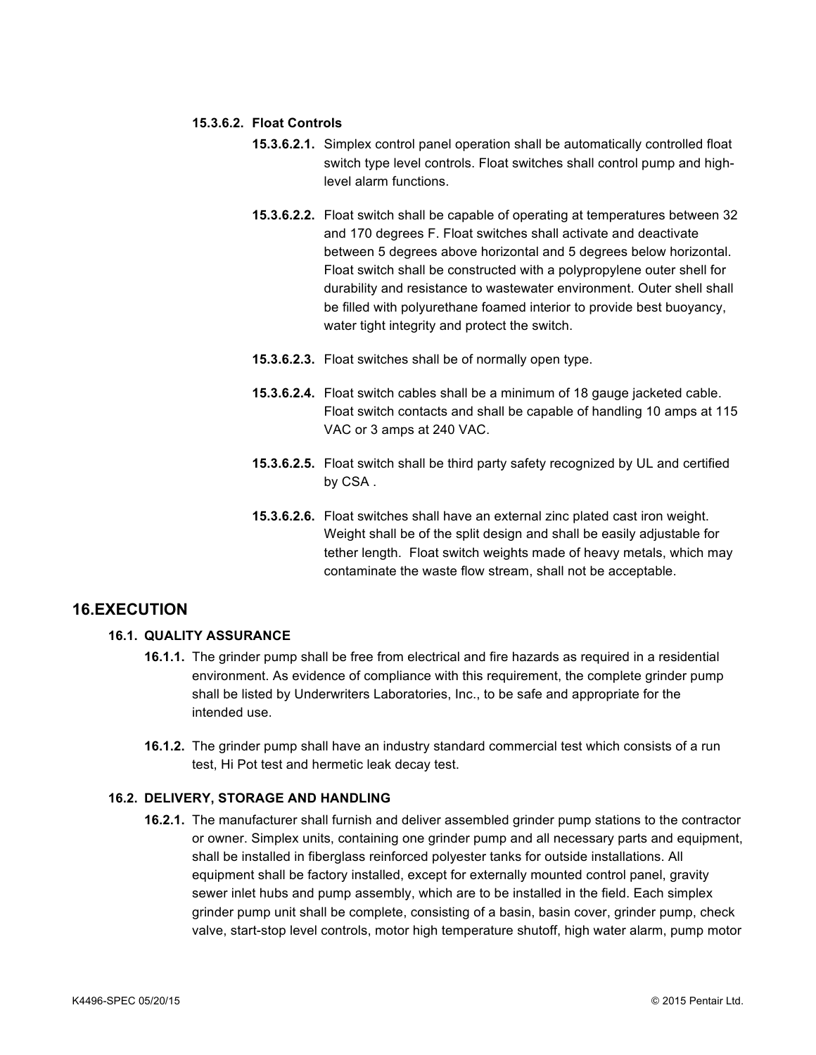**15.3.6.2. Float Controls**

**15.3.6.2.1.** Simplex control panel operation shall be automatically controlled float switch type level controls. Float switches shall control pump and high-level alarm functions.

**15.3.6.2.2.** Float switch shall be capable of operating at temperatures between 32 and 170 degrees F. Float switches shall activate and deactivate between 5 degrees above horizontal and 5 degrees below horizontal. Float switch shall be constructed with a polypropylene outer shell for durability and resistance to wastewater environment. Outer shell shall be filled with polyurethane foamed interior to provide best buoyancy, water tight integrity and protect the switch.

**15.3.6.2.3.** Float switches shall be of normally open type.

**15.3.6.2.4.** Float switch cables shall be a minimum of 18 gauge jacketed cable. Float switch contacts and shall be capable of handling 10 amps at 115 VAC or 3 amps at 240 VAC.

**15.3.6.2.5.** Float switch shall be third party safety recognized by UL and certified by CSA .

**15.3.6.2.6.** Float switches shall have an external zinc plated cast iron weight. Weight shall be of the split design and shall be easily adjustable for tether length. Float switch weights made of heavy metals, which may contaminate the waste flow stream, shall not be acceptable.

# 16.EXECUTION

## 16.1. QUALITY ASSURANCE

**16.1.1.** The grinder pump shall be free from electrical and fire hazards as required in a residential environment. As evidence of compliance with this requirement, the complete grinder pump shall be listed by Underwriters Laboratories, Inc., to be safe and appropriate for the intended use.

**16.1.2.** The grinder pump shall have an industry standard commercial test which consists of a run test, Hi Pot test and hermetic leak decay test.

## 16.2. DELIVERY, STORAGE AND HANDLING

**16.2.1.** The manufacturer shall furnish and deliver assembled grinder pump stations to the contractor or owner. Simplex units, containing one grinder pump and all necessary parts and equipment, shall be installed in fiberglass reinforced polyester tanks for outside installations. All equipment shall be factory installed, except for externally mounted control panel, gravity sewer inlet hubs and pump assembly, which are to be installed in the field. Each simplex grinder pump unit shall be complete, consisting of a basin, basin cover, grinder pump, check valve, start-stop level controls, motor high temperature shutoff, high water alarm, pump motor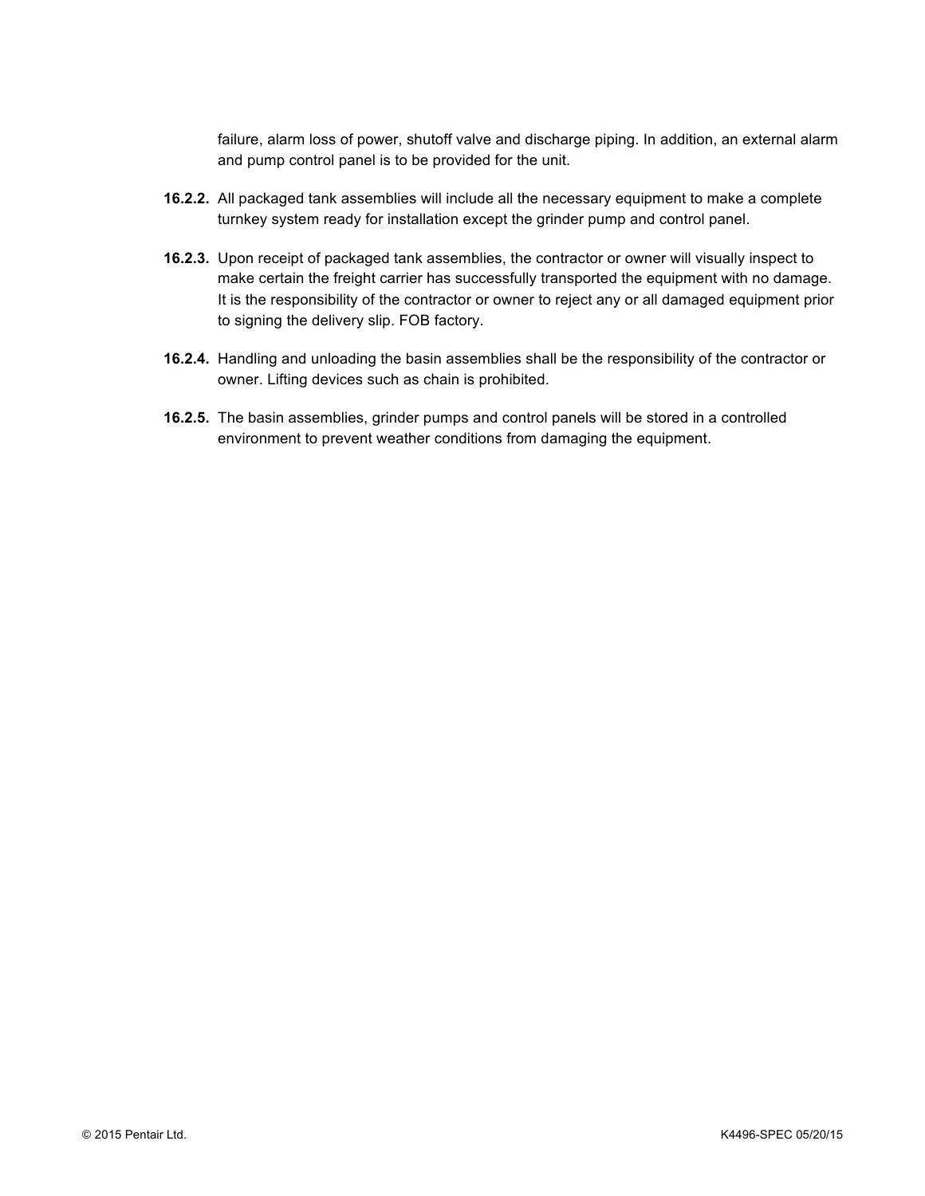failure, alarm loss of power, shutoff valve and discharge piping. In addition, an external alarm and pump control panel is to be provided for the unit.

**16.2.2.** All packaged tank assemblies will include all the necessary equipment to make a complete turnkey system ready for installation except the grinder pump and control panel.

**16.2.3.** Upon receipt of packaged tank assemblies, the contractor or owner will visually inspect to make certain the freight carrier has successfully transported the equipment with no damage. It is the responsibility of the contractor or owner to reject any or all damaged equipment prior to signing the delivery slip. FOB factory.

**16.2.4.** Handling and unloading the basin assemblies shall be the responsibility of the contractor or owner. Lifting devices such as chain is prohibited.

**16.2.5.** The basin assemblies, grinder pumps and control panels will be stored in a controlled environment to prevent weather conditions from damaging the equipment.